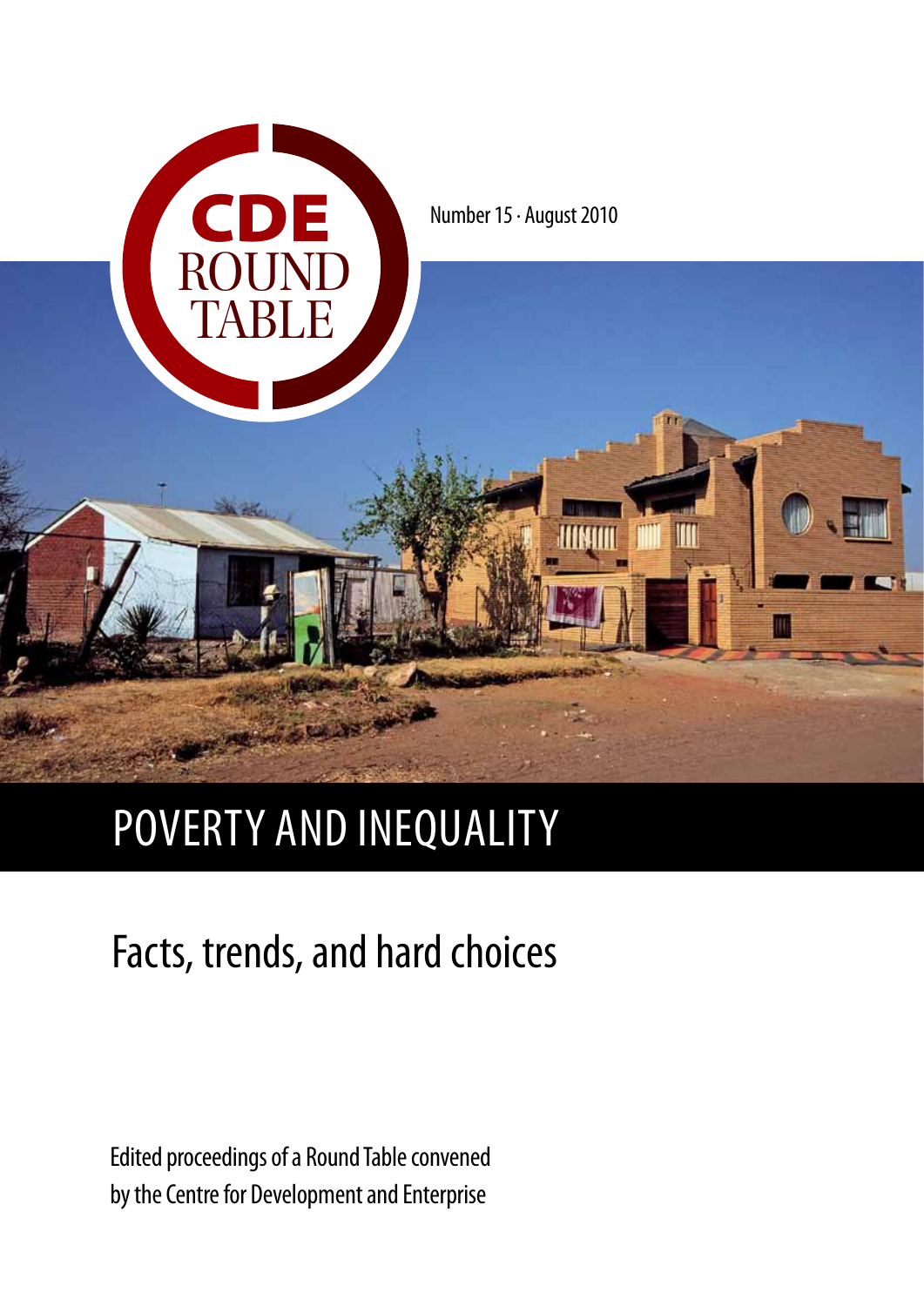CDE ROUND TABLE

Number 15 · August 2010

# POVERTY AND INEQUALITY

## Facts, trends, and hard choices

Edited proceedings of a Round Table convened by the Centre for Development and Enterprise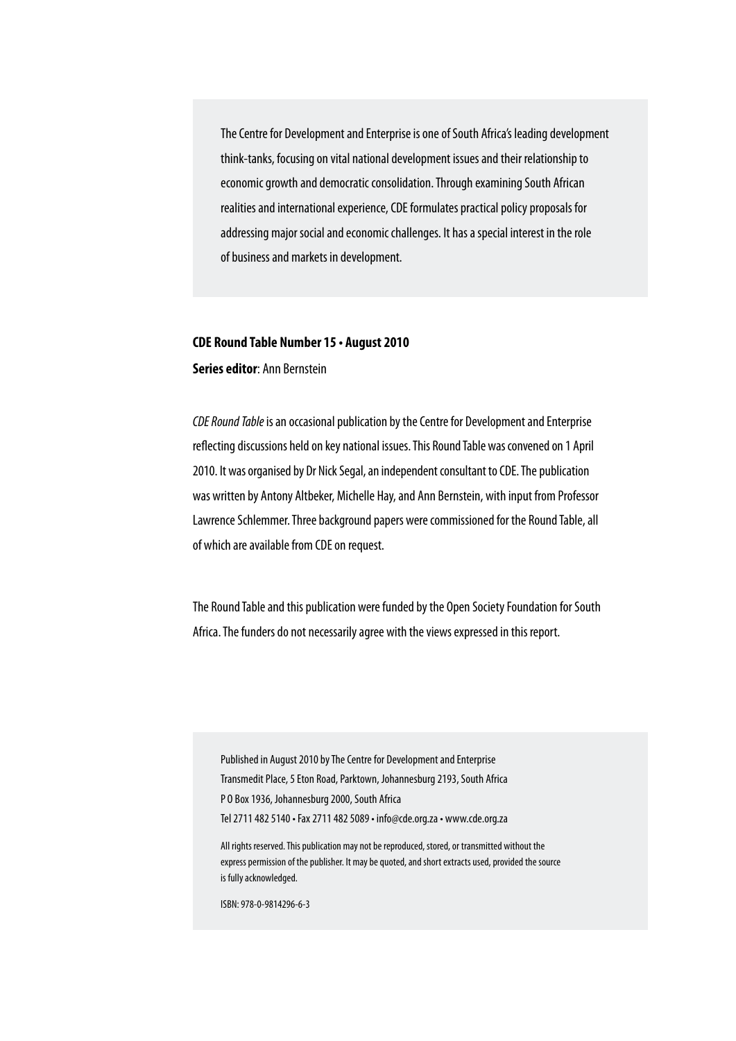The Centre for Development and Enterprise is one of South Africa's leading development think-tanks, focusing on vital national development issues and their relationship to economic growth and democratic consolidation. Through examining South African realities and international experience, CDE formulates practical policy proposals for addressing major social and economic challenges. It has a special interest in the role of business and markets in development.

**CDE Round Table Number 15 • August 2010**

**Series editor**: Ann Bernstein

*CDE Round Table* is an occasional publication by the Centre for Development and Enterprise reflecting discussions held on key national issues. This Round Table was convened on 1 April 2010. It was organised by Dr Nick Segal, an independent consultant to CDE. The publication was written by Antony Altbeker, Michelle Hay, and Ann Bernstein, with input from Professor Lawrence Schlemmer. Three background papers were commissioned for the Round Table, all of which are available from CDE on request.

The Round Table and this publication were funded by the Open Society Foundation for South Africa. The funders do not necessarily agree with the views expressed in this report.

Published in August 2010 by The Centre for Development and Enterprise
Transmedit Place, 5 Eton Road, Parktown, Johannesburg 2193, South Africa
P O Box 1936, Johannesburg 2000, South Africa
Tel 2711 482 5140 • Fax 2711 482 5089 • info@cde.org.za • www.cde.org.za

All rights reserved. This publication may not be reproduced, stored, or transmitted without the express permission of the publisher. It may be quoted, and short extracts used, provided the source is fully acknowledged.

ISBN: 978-0-9814296-6-3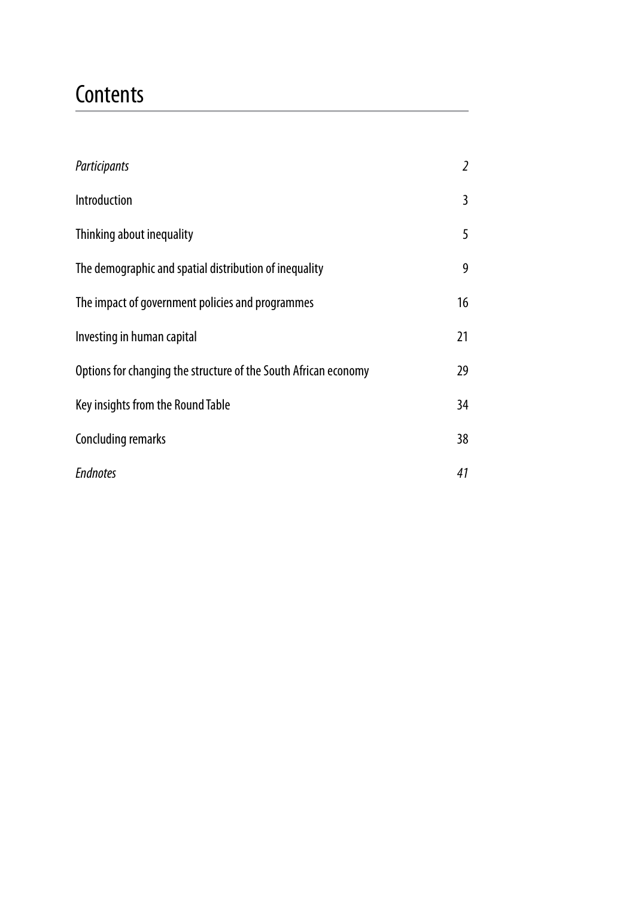# Contents

| | |
|---|---|
| *Participants* | *2* |
| Introduction | 3 |
| Thinking about inequality | 5 |
| The demographic and spatial distribution of inequality | 9 |
| The impact of government policies and programmes | 16 |
| Investing in human capital | 21 |
| Options for changing the structure of the South African economy | 29 |
| Key insights from the Round Table | 34 |
| Concluding remarks | 38 |
| *Endnotes* | *41* |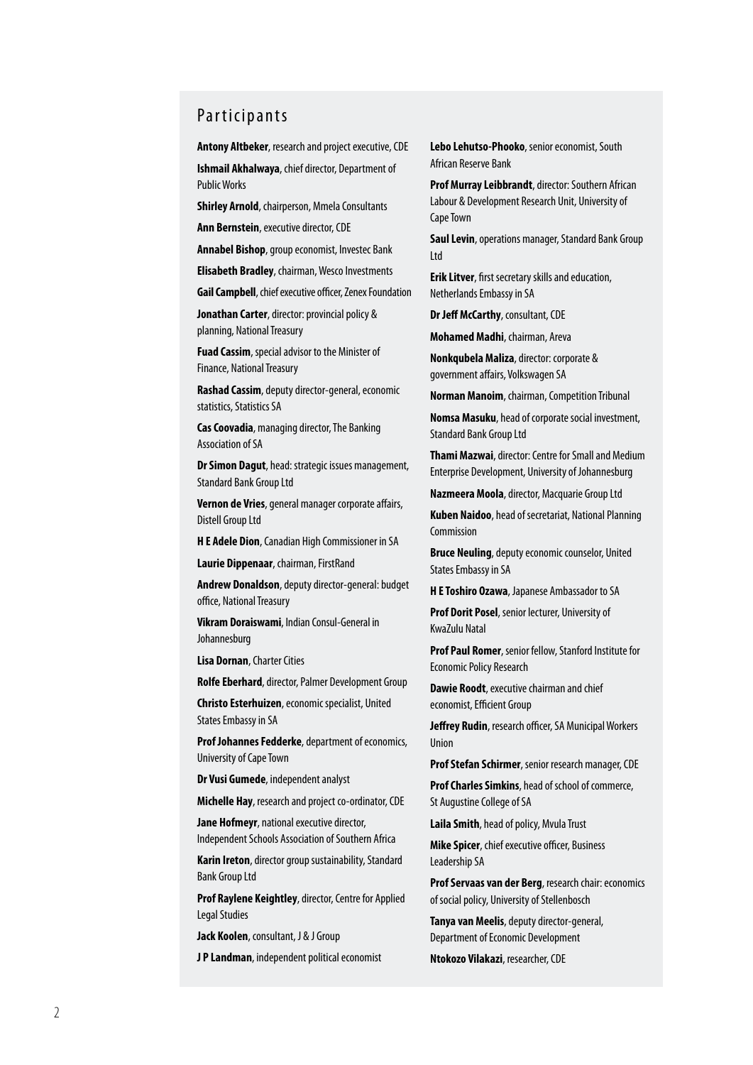## Participants

**Antony Altbeker**, research and project executive, CDE

**Ishmail Akhalwaya**, chief director, Department of Public Works

**Shirley Arnold**, chairperson, Mmela Consultants

**Ann Bernstein**, executive director, CDE

**Annabel Bishop**, group economist, Investec Bank

**Elisabeth Bradley**, chairman, Wesco Investments

**Gail Campbell**, chief executive officer, Zenex Foundation

**Jonathan Carter**, director: provincial policy & planning, National Treasury

**Fuad Cassim**, special advisor to the Minister of Finance, National Treasury

**Rashad Cassim**, deputy director-general, economic statistics, Statistics SA

**Cas Coovadia**, managing director, The Banking Association of SA

**Dr Simon Dagut**, head: strategic issues management, Standard Bank Group Ltd

**Vernon de Vries**, general manager corporate affairs, Distell Group Ltd

**H E Adele Dion**, Canadian High Commissioner in SA

**Laurie Dippenaar**, chairman, FirstRand

**Andrew Donaldson**, deputy director-general: budget office, National Treasury

**Vikram Doraiswami**, Indian Consul-General in Johannesburg

**Lisa Dornan**, Charter Cities

**Rolfe Eberhard**, director, Palmer Development Group

**Christo Esterhuizen**, economic specialist, United States Embassy in SA

**Prof Johannes Fedderke**, department of economics, University of Cape Town

**Dr Vusi Gumede**, independent analyst

**Michelle Hay**, research and project co-ordinator, CDE

**Jane Hofmeyr**, national executive director, Independent Schools Association of Southern Africa

**Karin Ireton**, director group sustainability, Standard Bank Group Ltd

**Prof Raylene Keightley**, director, Centre for Applied Legal Studies

**Jack Koolen**, consultant, J & J Group

**J P Landman**, independent political economist

**Lebo Lehutso-Phooko**, senior economist, South African Reserve Bank

**Prof Murray Leibbrandt**, director: Southern African Labour & Development Research Unit, University of Cape Town

**Saul Levin**, operations manager, Standard Bank Group Ltd

**Erik Litver**, first secretary skills and education, Netherlands Embassy in SA

**Dr Jeff McCarthy**, consultant, CDE

**Mohamed Madhi**, chairman, Areva

**Nonkqubela Maliza**, director: corporate & government affairs, Volkswagen SA

**Norman Manoim**, chairman, Competition Tribunal

**Nomsa Masuku**, head of corporate social investment, Standard Bank Group Ltd

**Thami Mazwai**, director: Centre for Small and Medium Enterprise Development, University of Johannesburg

**Nazmeera Moola**, director, Macquarie Group Ltd

**Kuben Naidoo**, head of secretariat, National Planning Commission

**Bruce Neuling**, deputy economic counselor, United States Embassy in SA

**H E Toshiro Ozawa**, Japanese Ambassador to SA

**Prof Dorit Posel**, senior lecturer, University of KwaZulu Natal

**Prof Paul Romer**, senior fellow, Stanford Institute for Economic Policy Research

**Dawie Roodt**, executive chairman and chief economist, Efficient Group

**Jeffrey Rudin**, research officer, SA Municipal Workers Union

**Prof Stefan Schirmer**, senior research manager, CDE

**Prof Charles Simkins**, head of school of commerce, St Augustine College of SA

**Laila Smith**, head of policy, Mvula Trust

**Mike Spicer**, chief executive officer, Business Leadership SA

**Prof Servaas van der Berg**, research chair: economics of social policy, University of Stellenbosch

**Tanya van Meelis**, deputy director-general, Department of Economic Development

**Ntokozo Vilakazi**, researcher, CDE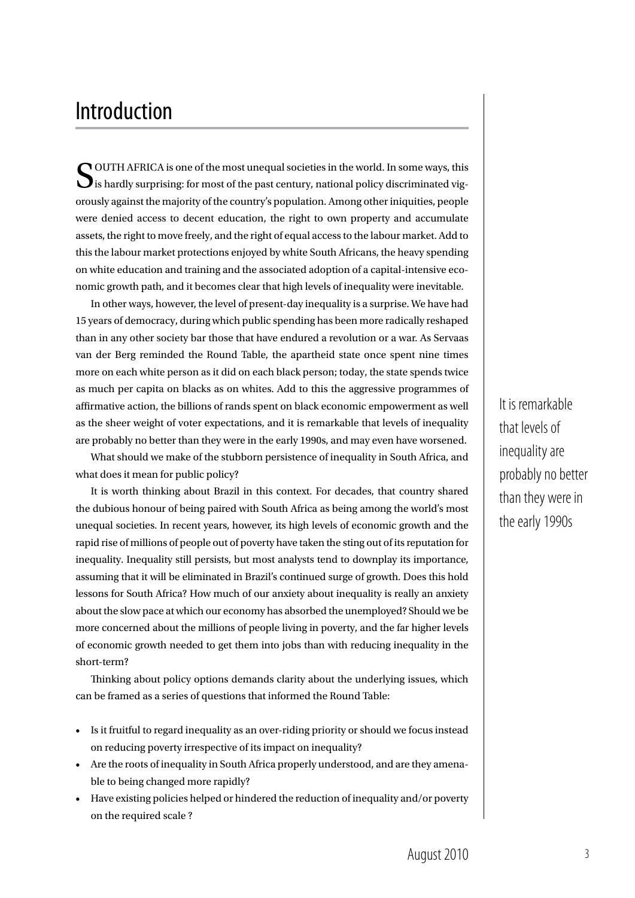# Introduction

SOUTH AFRICA is one of the most unequal societies in the world. In some ways, this is hardly surprising: for most of the past century, national policy discriminated vigorously against the majority of the country's population. Among other iniquities, people were denied access to decent education, the right to own property and accumulate assets, the right to move freely, and the right of equal access to the labour market. Add to this the labour market protections enjoyed by white South Africans, the heavy spending on white education and training and the associated adoption of a capital-intensive economic growth path, and it becomes clear that high levels of inequality were inevitable.

In other ways, however, the level of present-day inequality is a surprise. We have had 15 years of democracy, during which public spending has been more radically reshaped than in any other society bar those that have endured a revolution or a war. As Servaas van der Berg reminded the Round Table, the apartheid state once spent nine times more on each white person as it did on each black person; today, the state spends twice as much per capita on blacks as on whites. Add to this the aggressive programmes of affirmative action, the billions of rands spent on black economic empowerment as well as the sheer weight of voter expectations, and it is remarkable that levels of inequality are probably no better than they were in the early 1990s, and may even have worsened.

> It is remarkable that levels of inequality are probably no better than they were in the early 1990s

What should we make of the stubborn persistence of inequality in South Africa, and what does it mean for public policy?

It is worth thinking about Brazil in this context. For decades, that country shared the dubious honour of being paired with South Africa as being among the world's most unequal societies. In recent years, however, its high levels of economic growth and the rapid rise of millions of people out of poverty have taken the sting out of its reputation for inequality. Inequality still persists, but most analysts tend to downplay its importance, assuming that it will be eliminated in Brazil's continued surge of growth. Does this hold lessons for South Africa? How much of our anxiety about inequality is really an anxiety about the slow pace at which our economy has absorbed the unemployed? Should we be more concerned about the millions of people living in poverty, and the far higher levels of economic growth needed to get them into jobs than with reducing inequality in the short-term?

Thinking about policy options demands clarity about the underlying issues, which can be framed as a series of questions that informed the Round Table:

- Is it fruitful to regard inequality as an over-riding priority or should we focus instead on reducing poverty irrespective of its impact on inequality?
- Are the roots of inequality in South Africa properly understood, and are they amenable to being changed more rapidly?
- Have existing policies helped or hindered the reduction of inequality and/or poverty on the required scale ?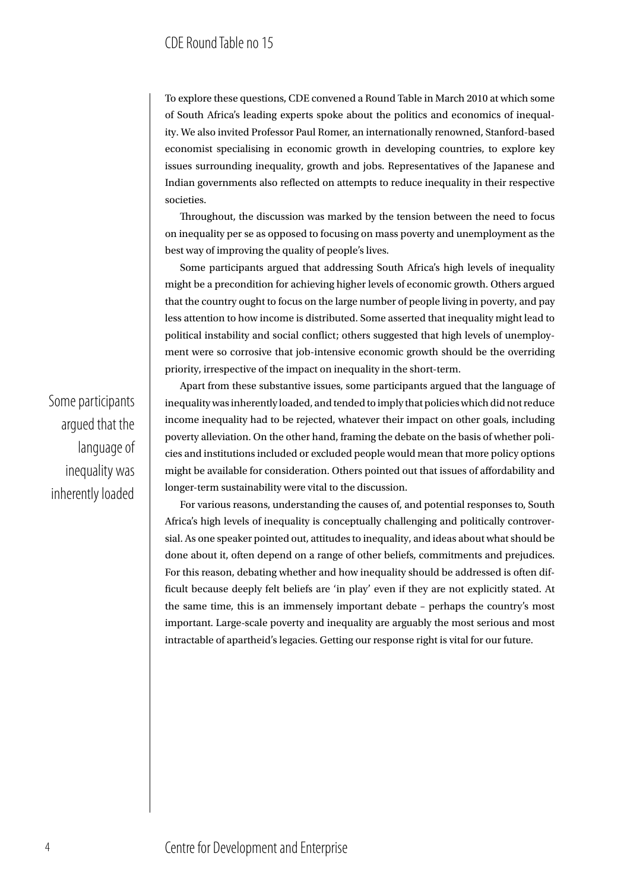To explore these questions, CDE convened a Round Table in March 2010 at which some of South Africa's leading experts spoke about the politics and economics of inequality. We also invited Professor Paul Romer, an internationally renowned, Stanford-based economist specialising in economic growth in developing countries, to explore key issues surrounding inequality, growth and jobs. Representatives of the Japanese and Indian governments also reflected on attempts to reduce inequality in their respective societies.

Throughout, the discussion was marked by the tension between the need to focus on inequality per se as opposed to focusing on mass poverty and unemployment as the best way of improving the quality of people's lives.

Some participants argued that addressing South Africa's high levels of inequality might be a precondition for achieving higher levels of economic growth. Others argued that the country ought to focus on the large number of people living in poverty, and pay less attention to how income is distributed. Some asserted that inequality might lead to political instability and social conflict; others suggested that high levels of unemployment were so corrosive that job-intensive economic growth should be the overriding priority, irrespective of the impact on inequality in the short-term.

> Some participants argued that the language of inequality was inherently loaded

Apart from these substantive issues, some participants argued that the language of inequality was inherently loaded, and tended to imply that policies which did not reduce income inequality had to be rejected, whatever their impact on other goals, including poverty alleviation. On the other hand, framing the debate on the basis of whether policies and institutions included or excluded people would mean that more policy options might be available for consideration. Others pointed out that issues of affordability and longer-term sustainability were vital to the discussion.

For various reasons, understanding the causes of, and potential responses to, South Africa's high levels of inequality is conceptually challenging and politically controversial. As one speaker pointed out, attitudes to inequality, and ideas about what should be done about it, often depend on a range of other beliefs, commitments and prejudices. For this reason, debating whether and how inequality should be addressed is often difficult because deeply felt beliefs are 'in play' even if they are not explicitly stated. At the same time, this is an immensely important debate – perhaps the country's most important. Large-scale poverty and inequality are arguably the most serious and most intractable of apartheid's legacies. Getting our response right is vital for our future.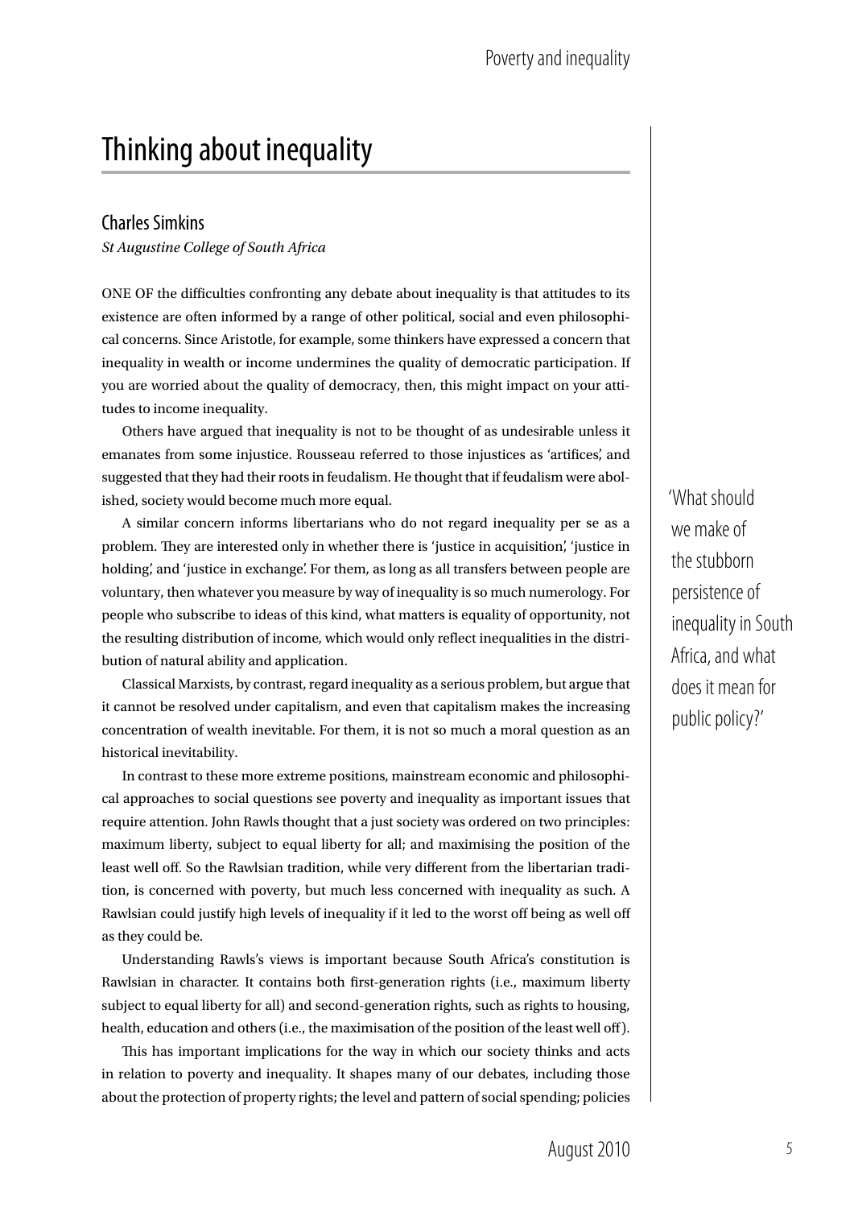# Thinking about inequality

## Charles Simkins

*St Augustine College of South Africa*

ONE OF the difficulties confronting any debate about inequality is that attitudes to its existence are often informed by a range of other political, social and even philosophical concerns. Since Aristotle, for example, some thinkers have expressed a concern that inequality in wealth or income undermines the quality of democratic participation. If you are worried about the quality of democracy, then, this might impact on your attitudes to income inequality.

Others have argued that inequality is not to be thought of as undesirable unless it emanates from some injustice. Rousseau referred to those injustices as 'artifices', and suggested that they had their roots in feudalism. He thought that if feudalism were abolished, society would become much more equal.

A similar concern informs libertarians who do not regard inequality per se as a problem. They are interested only in whether there is 'justice in acquisition', 'justice in holding', and 'justice in exchange'. For them, as long as all transfers between people are voluntary, then whatever you measure by way of inequality is so much numerology. For people who subscribe to ideas of this kind, what matters is equality of opportunity, not the resulting distribution of income, which would only reflect inequalities in the distribution of natural ability and application.

Classical Marxists, by contrast, regard inequality as a serious problem, but argue that it cannot be resolved under capitalism, and even that capitalism makes the increasing concentration of wealth inevitable. For them, it is not so much a moral question as an historical inevitability.

In contrast to these more extreme positions, mainstream economic and philosophical approaches to social questions see poverty and inequality as important issues that require attention. John Rawls thought that a just society was ordered on two principles: maximum liberty, subject to equal liberty for all; and maximising the position of the least well off. So the Rawlsian tradition, while very different from the libertarian tradition, is concerned with poverty, but much less concerned with inequality as such. A Rawlsian could justify high levels of inequality if it led to the worst off being as well off as they could be.

Understanding Rawls's views is important because South Africa's constitution is Rawlsian in character. It contains both first-generation rights (i.e., maximum liberty subject to equal liberty for all) and second-generation rights, such as rights to housing, health, education and others (i.e., the maximisation of the position of the least well off).

This has important implications for the way in which our society thinks and acts in relation to poverty and inequality. It shapes many of our debates, including those about the protection of property rights; the level and pattern of social spending; policies

> 'What should we make of the stubborn persistence of inequality in South Africa, and what does it mean for public policy?'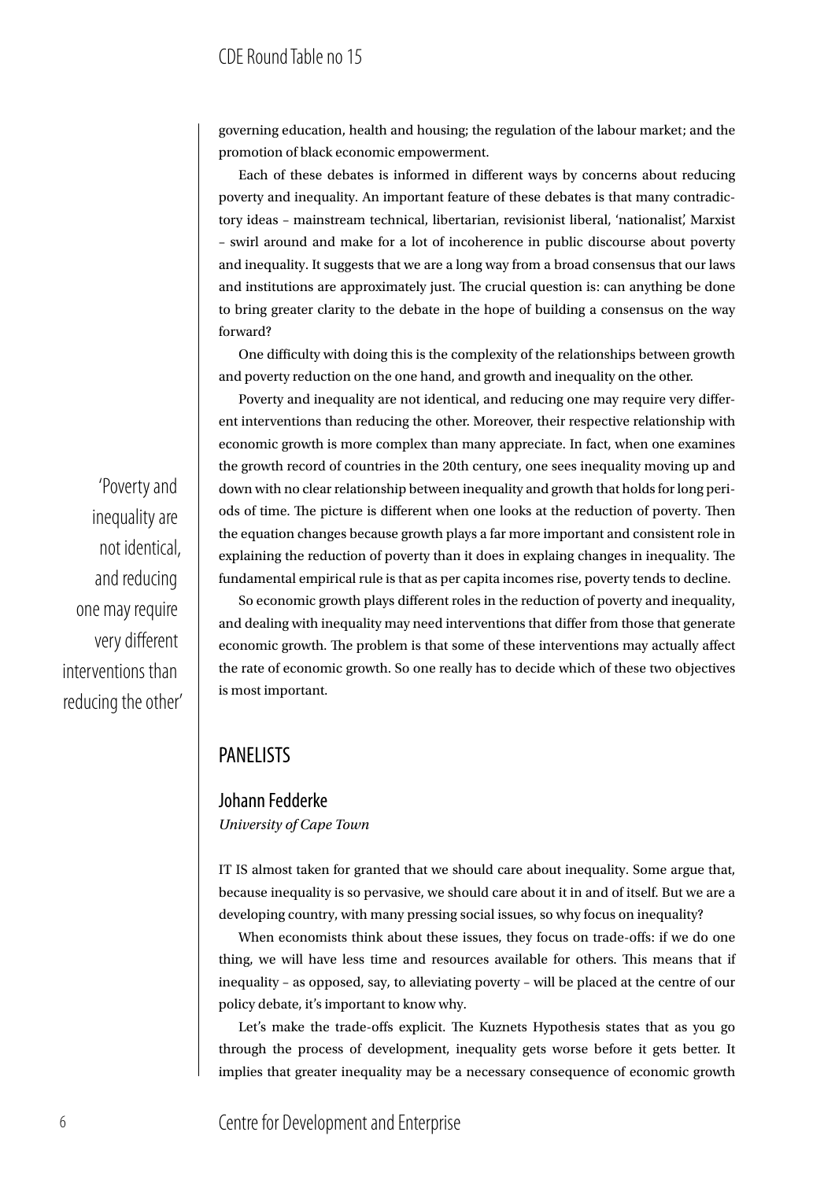governing education, health and housing; the regulation of the labour market; and the promotion of black economic empowerment.

Each of these debates is informed in different ways by concerns about reducing poverty and inequality. An important feature of these debates is that many contradictory ideas – mainstream technical, libertarian, revisionist liberal, 'nationalist', Marxist – swirl around and make for a lot of incoherence in public discourse about poverty and inequality. It suggests that we are a long way from a broad consensus that our laws and institutions are approximately just. The crucial question is: can anything be done to bring greater clarity to the debate in the hope of building a consensus on the way forward?

One difficulty with doing this is the complexity of the relationships between growth and poverty reduction on the one hand, and growth and inequality on the other.

Poverty and inequality are not identical, and reducing one may require very different interventions than reducing the other. Moreover, their respective relationship with economic growth is more complex than many appreciate. In fact, when one examines the growth record of countries in the 20th century, one sees inequality moving up and down with no clear relationship between inequality and growth that holds for long periods of time. The picture is different when one looks at the reduction of poverty. Then the equation changes because growth plays a far more important and consistent role in explaining the reduction of poverty than it does in explaing changes in inequality. The fundamental empirical rule is that as per capita incomes rise, poverty tends to decline.

> 'Poverty and inequality are not identical, and reducing one may require very different interventions than reducing the other'

So economic growth plays different roles in the reduction of poverty and inequality, and dealing with inequality may need interventions that differ from those that generate economic growth. The problem is that some of these interventions may actually affect the rate of economic growth. So one really has to decide which of these two objectives is most important.

## PANELISTS

### Johann Fedderke

*University of Cape Town*

IT IS almost taken for granted that we should care about inequality. Some argue that, because inequality is so pervasive, we should care about it in and of itself. But we are a developing country, with many pressing social issues, so why focus on inequality?

When economists think about these issues, they focus on trade-offs: if we do one thing, we will have less time and resources available for others. This means that if inequality – as opposed, say, to alleviating poverty – will be placed at the centre of our policy debate, it's important to know why.

Let's make the trade-offs explicit. The Kuznets Hypothesis states that as you go through the process of development, inequality gets worse before it gets better. It implies that greater inequality may be a necessary consequence of economic growth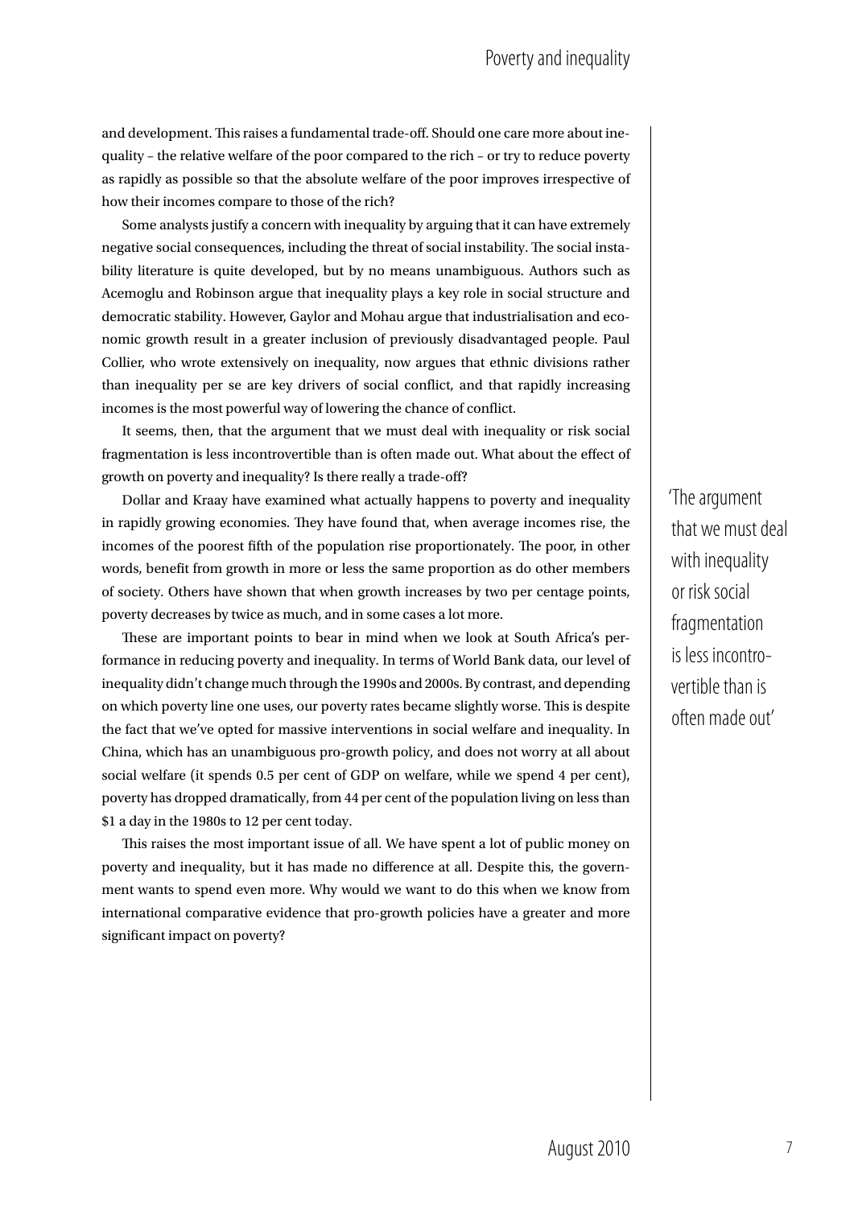and development. This raises a fundamental trade-off. Should one care more about inequality – the relative welfare of the poor compared to the rich – or try to reduce poverty as rapidly as possible so that the absolute welfare of the poor improves irrespective of how their incomes compare to those of the rich?

Some analysts justify a concern with inequality by arguing that it can have extremely negative social consequences, including the threat of social instability. The social instability literature is quite developed, but by no means unambiguous. Authors such as Acemoglu and Robinson argue that inequality plays a key role in social structure and democratic stability. However, Gaylor and Mohau argue that industrialisation and economic growth result in a greater inclusion of previously disadvantaged people. Paul Collier, who wrote extensively on inequality, now argues that ethnic divisions rather than inequality per se are key drivers of social conflict, and that rapidly increasing incomes is the most powerful way of lowering the chance of conflict.

It seems, then, that the argument that we must deal with inequality or risk social fragmentation is less incontrovertible than is often made out. What about the effect of growth on poverty and inequality? Is there really a trade-off?

Dollar and Kraay have examined what actually happens to poverty and inequality in rapidly growing economies. They have found that, when average incomes rise, the incomes of the poorest fifth of the population rise proportionately. The poor, in other words, benefit from growth in more or less the same proportion as do other members of society. Others have shown that when growth increases by two per centage points, poverty decreases by twice as much, and in some cases a lot more.

These are important points to bear in mind when we look at South Africa's performance in reducing poverty and inequality. In terms of World Bank data, our level of inequality didn't change much through the 1990s and 2000s. By contrast, and depending on which poverty line one uses, our poverty rates became slightly worse. This is despite the fact that we've opted for massive interventions in social welfare and inequality. In China, which has an unambiguous pro-growth policy, and does not worry at all about social welfare (it spends 0.5 per cent of GDP on welfare, while we spend 4 per cent), poverty has dropped dramatically, from 44 per cent of the population living on less than $1 a day in the 1980s to 12 per cent today.

This raises the most important issue of all. We have spent a lot of public money on poverty and inequality, but it has made no difference at all. Despite this, the government wants to spend even more. Why would we want to do this when we know from international comparative evidence that pro-growth policies have a greater and more significant impact on poverty?

> 'The argument that we must deal with inequality or risk social fragmentation is less incontrovertible than is often made out'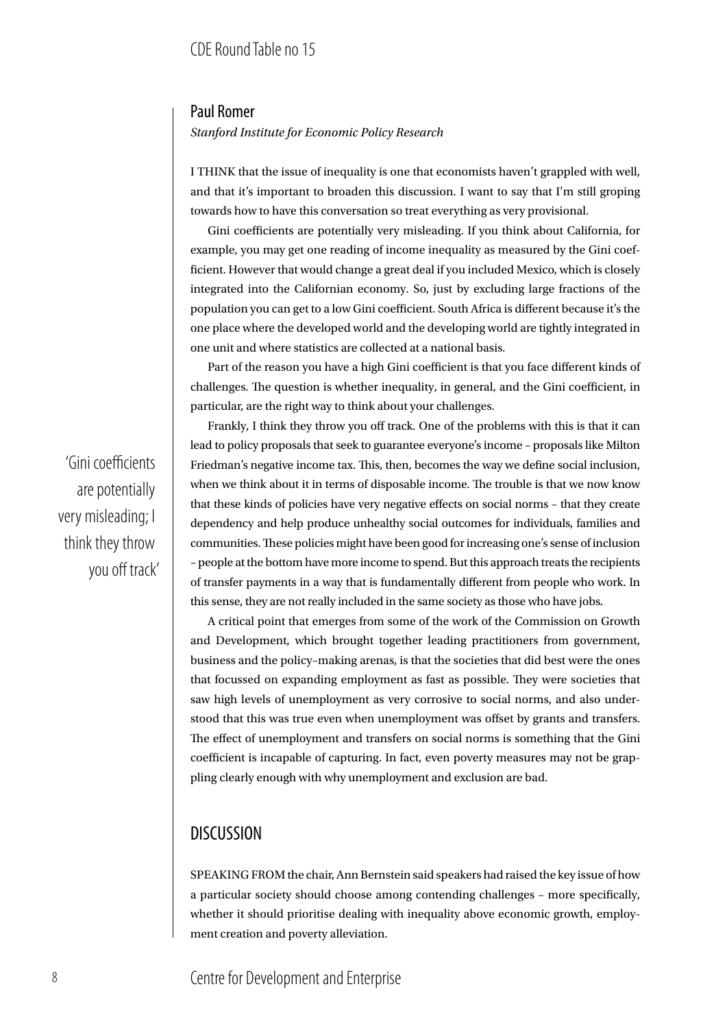## Paul Romer

*Stanford Institute for Economic Policy Research*

I THINK that the issue of inequality is one that economists haven't grappled with well, and that it's important to broaden this discussion. I want to say that I'm still groping towards how to have this conversation so treat everything as very provisional.

Gini coefficients are potentially very misleading. If you think about California, for example, you may get one reading of income inequality as measured by the Gini coefficient. However that would change a great deal if you included Mexico, which is closely integrated into the Californian economy. So, just by excluding large fractions of the population you can get to a low Gini coefficient. South Africa is different because it's the one place where the developed world and the developing world are tightly integrated in one unit and where statistics are collected at a national basis.

Part of the reason you have a high Gini coefficient is that you face different kinds of challenges. The question is whether inequality, in general, and the Gini coefficient, in particular, are the right way to think about your challenges.

Frankly, I think they throw you off track. One of the problems with this is that it can lead to policy proposals that seek to guarantee everyone's income – proposals like Milton Friedman's negative income tax. This, then, becomes the way we define social inclusion, when we think about it in terms of disposable income. The trouble is that we now know that these kinds of policies have very negative effects on social norms – that they create dependency and help produce unhealthy social outcomes for individuals, families and communities. These policies might have been good for increasing one's sense of inclusion – people at the bottom have more income to spend. But this approach treats the recipients of transfer payments in a way that is fundamentally different from people who work. In this sense, they are not really included in the same society as those who have jobs.

> 'Gini coefficients are potentially very misleading; I think they throw you off track'

A critical point that emerges from some of the work of the Commission on Growth and Development, which brought together leading practitioners from government, business and the policy–making arenas, is that the societies that did best were the ones that focussed on expanding employment as fast as possible. They were societies that saw high levels of unemployment as very corrosive to social norms, and also understood that this was true even when unemployment was offset by grants and transfers. The effect of unemployment and transfers on social norms is something that the Gini coefficient is incapable of capturing. In fact, even poverty measures may not be grappling clearly enough with why unemployment and exclusion are bad.

## DISCUSSION

SPEAKING FROM the chair, Ann Bernstein said speakers had raised the key issue of how a particular society should choose among contending challenges – more specifically, whether it should prioritise dealing with inequality above economic growth, employment creation and poverty alleviation.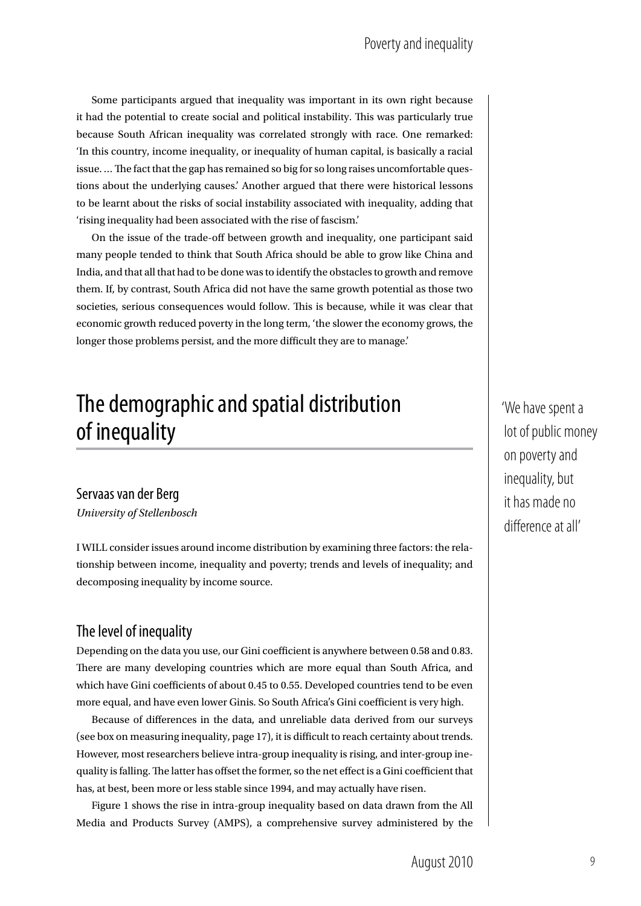Some participants argued that inequality was important in its own right because it had the potential to create social and political instability. This was particularly true because South African inequality was correlated strongly with race. One remarked: 'In this country, income inequality, or inequality of human capital, is basically a racial issue. … The fact that the gap has remained so big for so long raises uncomfortable questions about the underlying causes.' Another argued that there were historical lessons to be learnt about the risks of social instability associated with inequality, adding that 'rising inequality had been associated with the rise of fascism.'

On the issue of the trade-off between growth and inequality, one participant said many people tended to think that South Africa should be able to grow like China and India, and that all that had to be done was to identify the obstacles to growth and remove them. If, by contrast, South Africa did not have the same growth potential as those two societies, serious consequences would follow. This is because, while it was clear that economic growth reduced poverty in the long term, 'the slower the economy grows, the longer those problems persist, and the more difficult they are to manage.'

# The demographic and spatial distribution of inequality

'We have spent a lot of public money on poverty and inequality, but it has made no difference at all'

## Servaas van der Berg

*University of Stellenbosch*

I WILL consider issues around income distribution by examining three factors: the relationship between income, inequality and poverty; trends and levels of inequality; and decomposing inequality by income source.

## The level of inequality

Depending on the data you use, our Gini coefficient is anywhere between 0.58 and 0.83. There are many developing countries which are more equal than South Africa, and which have Gini coefficients of about 0.45 to 0.55. Developed countries tend to be even more equal, and have even lower Ginis. So South Africa's Gini coefficient is very high.

Because of differences in the data, and unreliable data derived from our surveys (see box on measuring inequality, page 17), it is difficult to reach certainty about trends. However, most researchers believe intra-group inequality is rising, and inter-group inequality is falling. The latter has offset the former, so the net effect is a Gini coefficient that has, at best, been more or less stable since 1994, and may actually have risen.

Figure 1 shows the rise in intra-group inequality based on data drawn from the All Media and Products Survey (AMPS), a comprehensive survey administered by the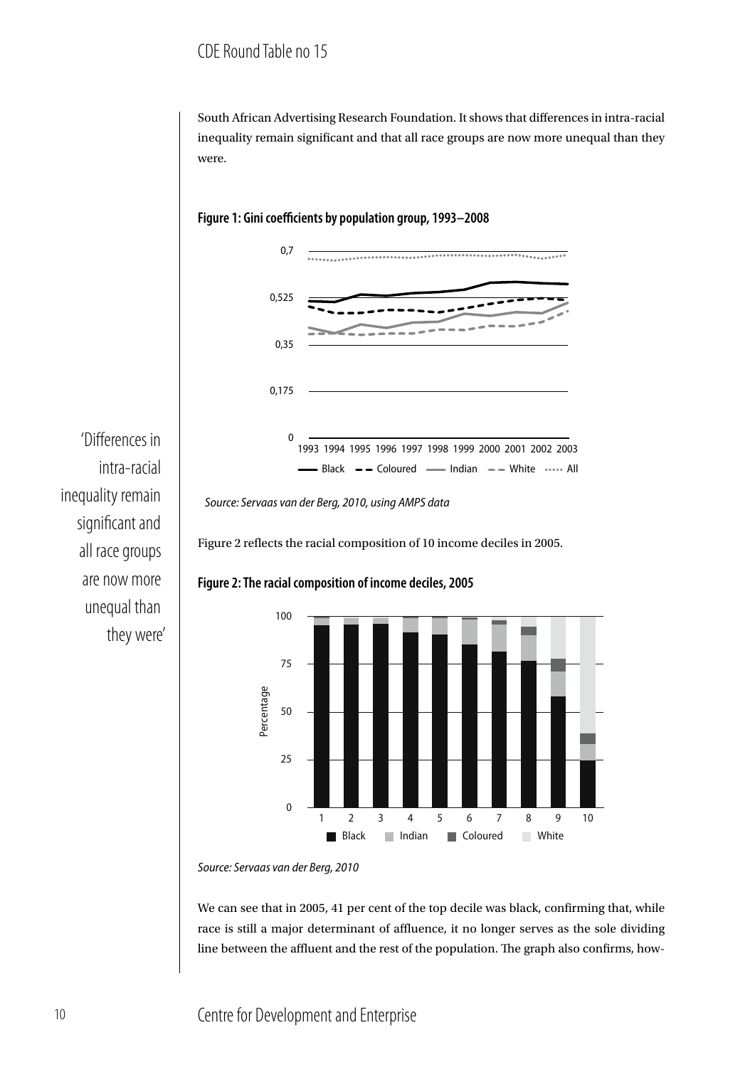South African Advertising Research Foundation. It shows that differences in intra-racial inequality remain significant and that all race groups are now more unequal than they were.

**Figure 1: Gini coefficients by population group, 1993–2008**

*Source: Servaas van der Berg, 2010, using AMPS data*

'Differences in intra-racial inequality remain significant and all race groups are now more unequal than they were'

Figure 2 reflects the racial composition of 10 income deciles in 2005.

**Figure 2: The racial composition of income deciles, 2005**

*Source: Servaas van der Berg, 2010*

We can see that in 2005, 41 per cent of the top decile was black, confirming that, while race is still a major determinant of affluence, it no longer serves as the sole dividing line between the affluent and the rest of the population. The graph also confirms, how-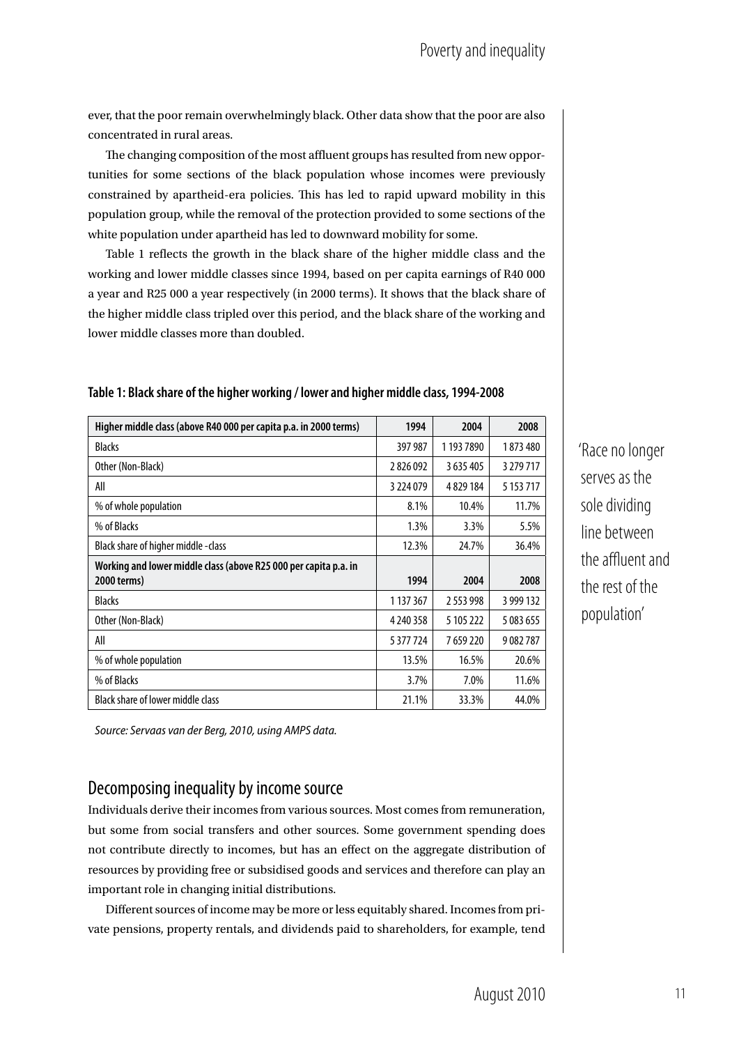ever, that the poor remain overwhelmingly black. Other data show that the poor are also concentrated in rural areas.

The changing composition of the most affluent groups has resulted from new opportunities for some sections of the black population whose incomes were previously constrained by apartheid-era policies. This has led to rapid upward mobility in this population group, while the removal of the protection provided to some sections of the white population under apartheid has led to downward mobility for some.

Table 1 reflects the growth in the black share of the higher middle class and the working and lower middle classes since 1994, based on per capita earnings of R40 000 a year and R25 000 a year respectively (in 2000 terms). It shows that the black share of the higher middle class tripled over this period, and the black share of the working and lower middle classes more than doubled.

'Race no longer serves as the sole dividing line between the affluent and the rest of the population'

**Table 1: Black share of the higher working / lower and higher middle class, 1994-2008**

| Higher middle class (above R40 000 per capita p.a. in 2000 terms) | 1994 | 2004 | 2008 |
|---|---|---|---|
| Blacks | 397 987 | 1 193 7890 | 1 873 480 |
| Other (Non-Black) | 2 826 092 | 3 635 405 | 3 279 717 |
| All | 3 224 079 | 4 829 184 | 5 153 717 |
| % of whole population | 8.1% | 10.4% | 11.7% |
| % of Blacks | 1.3% | 3.3% | 5.5% |
| Black share of higher middle -class | 12.3% | 24.7% | 36.4% |
| **Working and lower middle class (above R25 000 per capita p.a. in 2000 terms)** | **1994** | **2004** | **2008** |
| Blacks | 1 137 367 | 2 553 998 | 3 999 132 |
| Other (Non-Black) | 4 240 358 | 5 105 222 | 5 083 655 |
| All | 5 377 724 | 7 659 220 | 9 082 787 |
| % of whole population | 13.5% | 16.5% | 20.6% |
| % of Blacks | 3.7% | 7.0% | 11.6% |
| Black share of lower middle class | 21.1% | 33.3% | 44.0% |

*Source: Servaas van der Berg, 2010, using AMPS data.*

## Decomposing inequality by income source

Individuals derive their incomes from various sources. Most comes from remuneration, but some from social transfers and other sources. Some government spending does not contribute directly to incomes, but has an effect on the aggregate distribution of resources by providing free or subsidised goods and services and therefore can play an important role in changing initial distributions.

Different sources of income may be more or less equitably shared. Incomes from private pensions, property rentals, and dividends paid to shareholders, for example, tend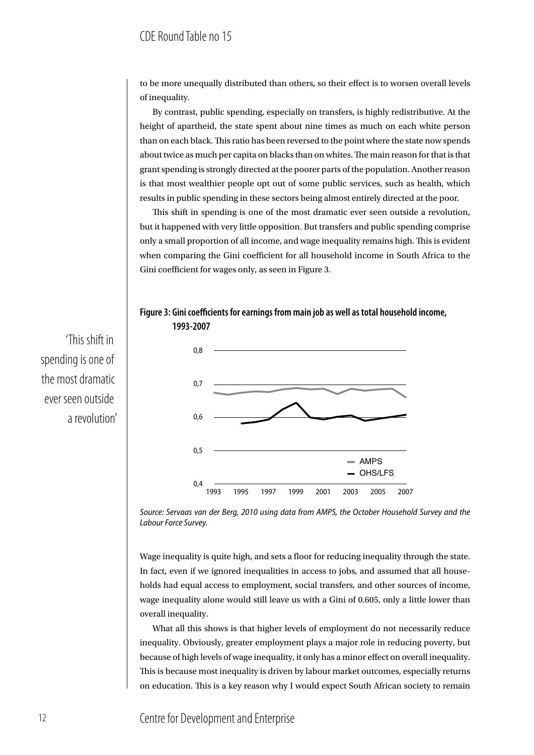to be more unequally distributed than others, so their effect is to worsen overall levels of inequality.

By contrast, public spending, especially on transfers, is highly redistributive. At the height of apartheid, the state spent about nine times as much on each white person than on each black. This ratio has been reversed to the point where the state now spends about twice as much per capita on blacks than on whites. The main reason for that is that grant spending is strongly directed at the poorer parts of the population. Another reason is that most wealthier people opt out of some public services, such as health, which results in public spending in these sectors being almost entirely directed at the poor.

This shift in spending is one of the most dramatic ever seen outside a revolution, but it happened with very little opposition. But transfers and public spending comprise only a small proportion of all income, and wage inequality remains high. This is evident when comparing the Gini coefficient for all household income in South Africa to the Gini coefficient for wages only, as seen in Figure 3.

> 'This shift in spending is one of the most dramatic ever seen outside a revolution'

**Figure 3: Gini coefficients for earnings from main job as well as total household income, 1993-2007**

*Source: Servaas van der Berg, 2010 using data from AMPS, the October Household Survey and the Labour Force Survey.*

Wage inequality is quite high, and sets a floor for reducing inequality through the state. In fact, even if we ignored inequalities in access to jobs, and assumed that all households had equal access to employment, social transfers, and other sources of income, wage inequality alone would still leave us with a Gini of 0.605, only a little lower than overall inequality.

What all this shows is that higher levels of employment do not necessarily reduce inequality. Obviously, greater employment plays a major role in reducing poverty, but because of high levels of wage inequality, it only has a minor effect on overall inequality. This is because most inequality is driven by labour market outcomes, especially returns on education. This is a key reason why I would expect South African society to remain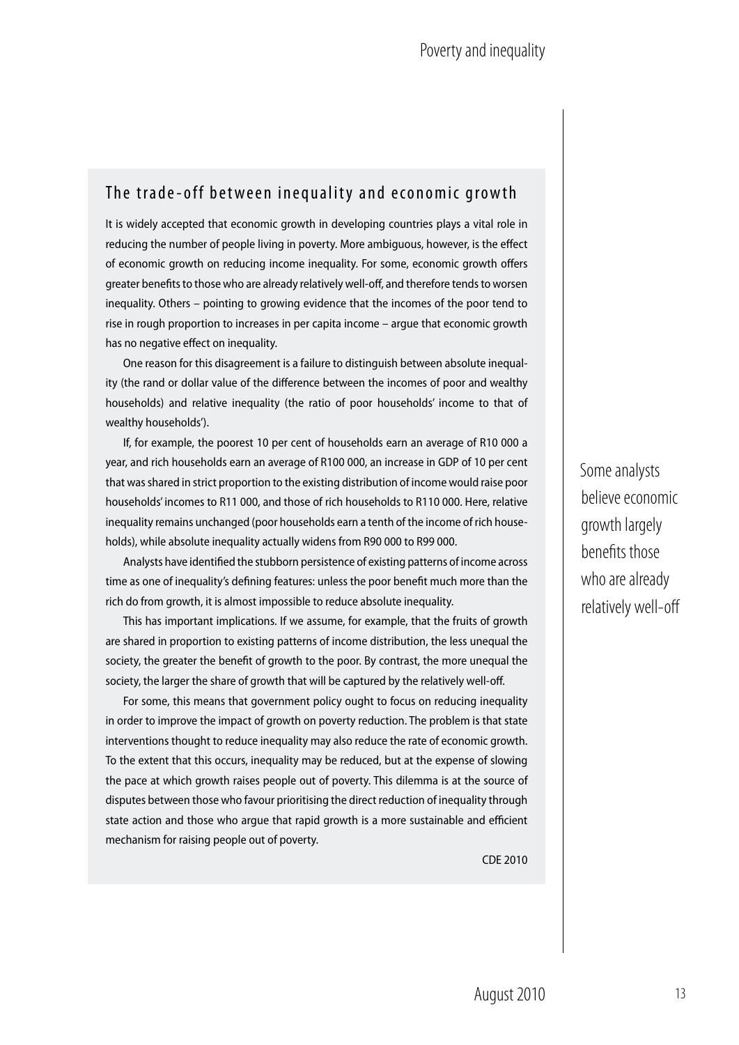## The trade-off between inequality and economic growth

It is widely accepted that economic growth in developing countries plays a vital role in reducing the number of people living in poverty. More ambiguous, however, is the effect of economic growth on reducing income inequality. For some, economic growth offers greater benefits to those who are already relatively well-off, and therefore tends to worsen inequality. Others – pointing to growing evidence that the incomes of the poor tend to rise in rough proportion to increases in per capita income – argue that economic growth has no negative effect on inequality.

One reason for this disagreement is a failure to distinguish between absolute inequality (the rand or dollar value of the difference between the incomes of poor and wealthy households) and relative inequality (the ratio of poor households' income to that of wealthy households').

If, for example, the poorest 10 per cent of households earn an average of R10 000 a year, and rich households earn an average of R100 000, an increase in GDP of 10 per cent that was shared in strict proportion to the existing distribution of income would raise poor households' incomes to R11 000, and those of rich households to R110 000. Here, relative inequality remains unchanged (poor households earn a tenth of the income of rich households), while absolute inequality actually widens from R90 000 to R99 000.

Analysts have identified the stubborn persistence of existing patterns of income across time as one of inequality's defining features: unless the poor benefit much more than the rich do from growth, it is almost impossible to reduce absolute inequality.

This has important implications. If we assume, for example, that the fruits of growth are shared in proportion to existing patterns of income distribution, the less unequal the society, the greater the benefit of growth to the poor. By contrast, the more unequal the society, the larger the share of growth that will be captured by the relatively well-off.

For some, this means that government policy ought to focus on reducing inequality in order to improve the impact of growth on poverty reduction. The problem is that state interventions thought to reduce inequality may also reduce the rate of economic growth. To the extent that this occurs, inequality may be reduced, but at the expense of slowing the pace at which growth raises people out of poverty. This dilemma is at the source of disputes between those who favour prioritising the direct reduction of inequality through state action and those who argue that rapid growth is a more sustainable and efficient mechanism for raising people out of poverty.

CDE 2010

Some analysts believe economic growth largely benefits those who are already relatively well-off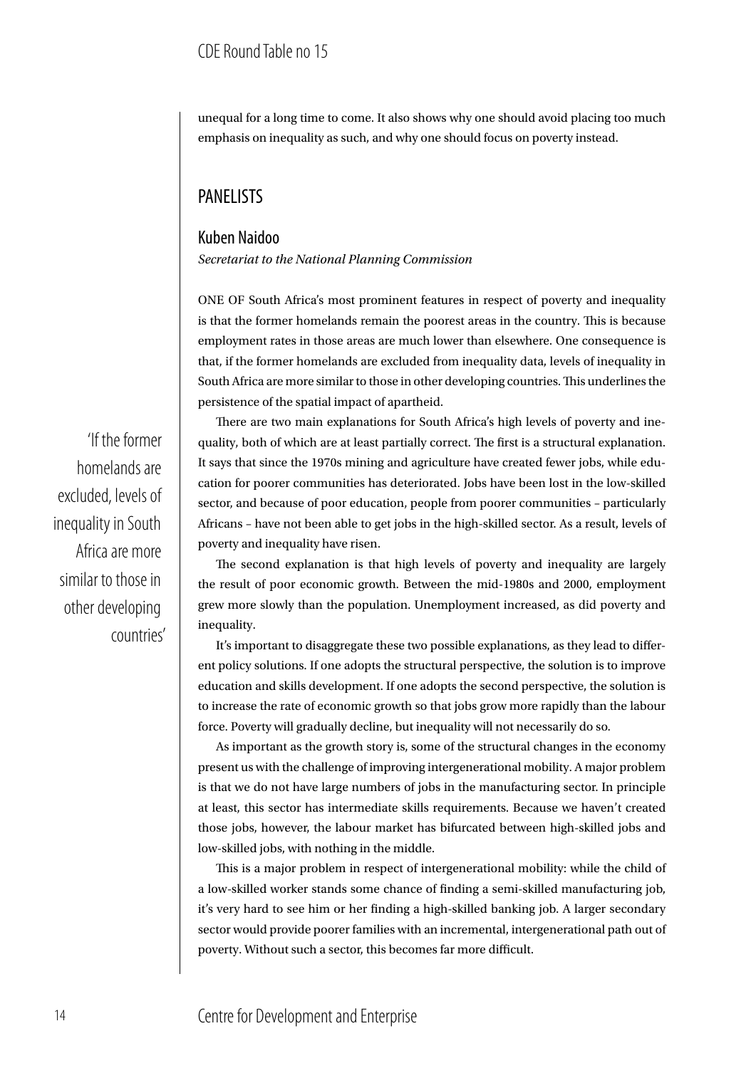unequal for a long time to come. It also shows why one should avoid placing too much emphasis on inequality as such, and why one should focus on poverty instead.

## PANELISTS

### Kuben Naidoo

*Secretariat to the National Planning Commission*

ONE OF South Africa's most prominent features in respect of poverty and inequality is that the former homelands remain the poorest areas in the country. This is because employment rates in those areas are much lower than elsewhere. One consequence is that, if the former homelands are excluded from inequality data, levels of inequality in South Africa are more similar to those in other developing countries. This underlines the persistence of the spatial impact of apartheid.

> 'If the former homelands are excluded, levels of inequality in South Africa are more similar to those in other developing countries'

There are two main explanations for South Africa's high levels of poverty and inequality, both of which are at least partially correct. The first is a structural explanation. It says that since the 1970s mining and agriculture have created fewer jobs, while education for poorer communities has deteriorated. Jobs have been lost in the low-skilled sector, and because of poor education, people from poorer communities – particularly Africans – have not been able to get jobs in the high-skilled sector. As a result, levels of poverty and inequality have risen.

The second explanation is that high levels of poverty and inequality are largely the result of poor economic growth. Between the mid-1980s and 2000, employment grew more slowly than the population. Unemployment increased, as did poverty and inequality.

It's important to disaggregate these two possible explanations, as they lead to different policy solutions. If one adopts the structural perspective, the solution is to improve education and skills development. If one adopts the second perspective, the solution is to increase the rate of economic growth so that jobs grow more rapidly than the labour force. Poverty will gradually decline, but inequality will not necessarily do so.

As important as the growth story is, some of the structural changes in the economy present us with the challenge of improving intergenerational mobility. A major problem is that we do not have large numbers of jobs in the manufacturing sector. In principle at least, this sector has intermediate skills requirements. Because we haven't created those jobs, however, the labour market has bifurcated between high-skilled jobs and low-skilled jobs, with nothing in the middle.

This is a major problem in respect of intergenerational mobility: while the child of a low-skilled worker stands some chance of finding a semi-skilled manufacturing job, it's very hard to see him or her finding a high-skilled banking job. A larger secondary sector would provide poorer families with an incremental, intergenerational path out of poverty. Without such a sector, this becomes far more difficult.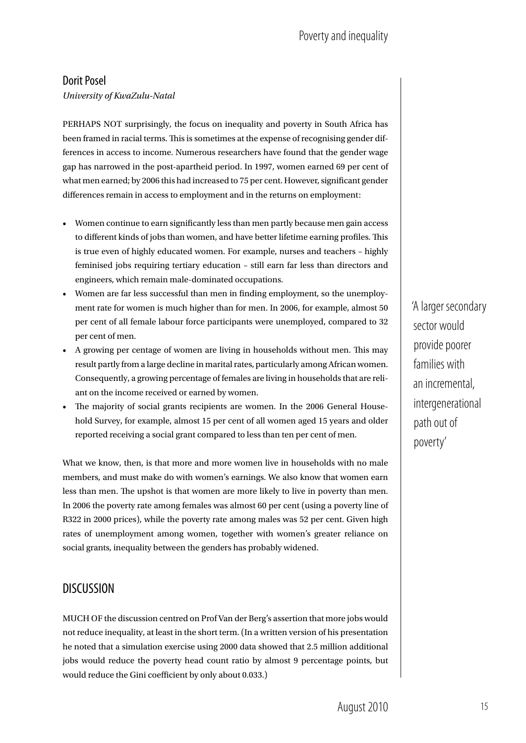## Dorit Posel

*University of KwaZulu-Natal*

PERHAPS NOT surprisingly, the focus on inequality and poverty in South Africa has been framed in racial terms. This is sometimes at the expense of recognising gender differences in access to income. Numerous researchers have found that the gender wage gap has narrowed in the post-apartheid period. In 1997, women earned 69 per cent of what men earned; by 2006 this had increased to 75 per cent. However, significant gender differences remain in access to employment and in the returns on employment:

- Women continue to earn significantly less than men partly because men gain access to different kinds of jobs than women, and have better lifetime earning profiles. This is true even of highly educated women. For example, nurses and teachers – highly feminised jobs requiring tertiary education – still earn far less than directors and engineers, which remain male-dominated occupations.
- Women are far less successful than men in finding employment, so the unemployment rate for women is much higher than for men. In 2006, for example, almost 50 per cent of all female labour force participants were unemployed, compared to 32 per cent of men.
- A growing per centage of women are living in households without men. This may result partly from a large decline in marital rates, particularly among African women. Consequently, a growing percentage of females are living in households that are reliant on the income received or earned by women.
- The majority of social grants recipients are women. In the 2006 General Household Survey, for example, almost 15 per cent of all women aged 15 years and older reported receiving a social grant compared to less than ten per cent of men.

'A larger secondary sector would provide poorer families with an incremental, intergenerational path out of poverty'

What we know, then, is that more and more women live in households with no male members, and must make do with women's earnings. We also know that women earn less than men. The upshot is that women are more likely to live in poverty than men. In 2006 the poverty rate among females was almost 60 per cent (using a poverty line of R322 in 2000 prices), while the poverty rate among males was 52 per cent. Given high rates of unemployment among women, together with women's greater reliance on social grants, inequality between the genders has probably widened.

## DISCUSSION

MUCH OF the discussion centred on Prof Van der Berg's assertion that more jobs would not reduce inequality, at least in the short term. (In a written version of his presentation he noted that a simulation exercise using 2000 data showed that 2.5 million additional jobs would reduce the poverty head count ratio by almost 9 percentage points, but would reduce the Gini coefficient by only about 0.033.)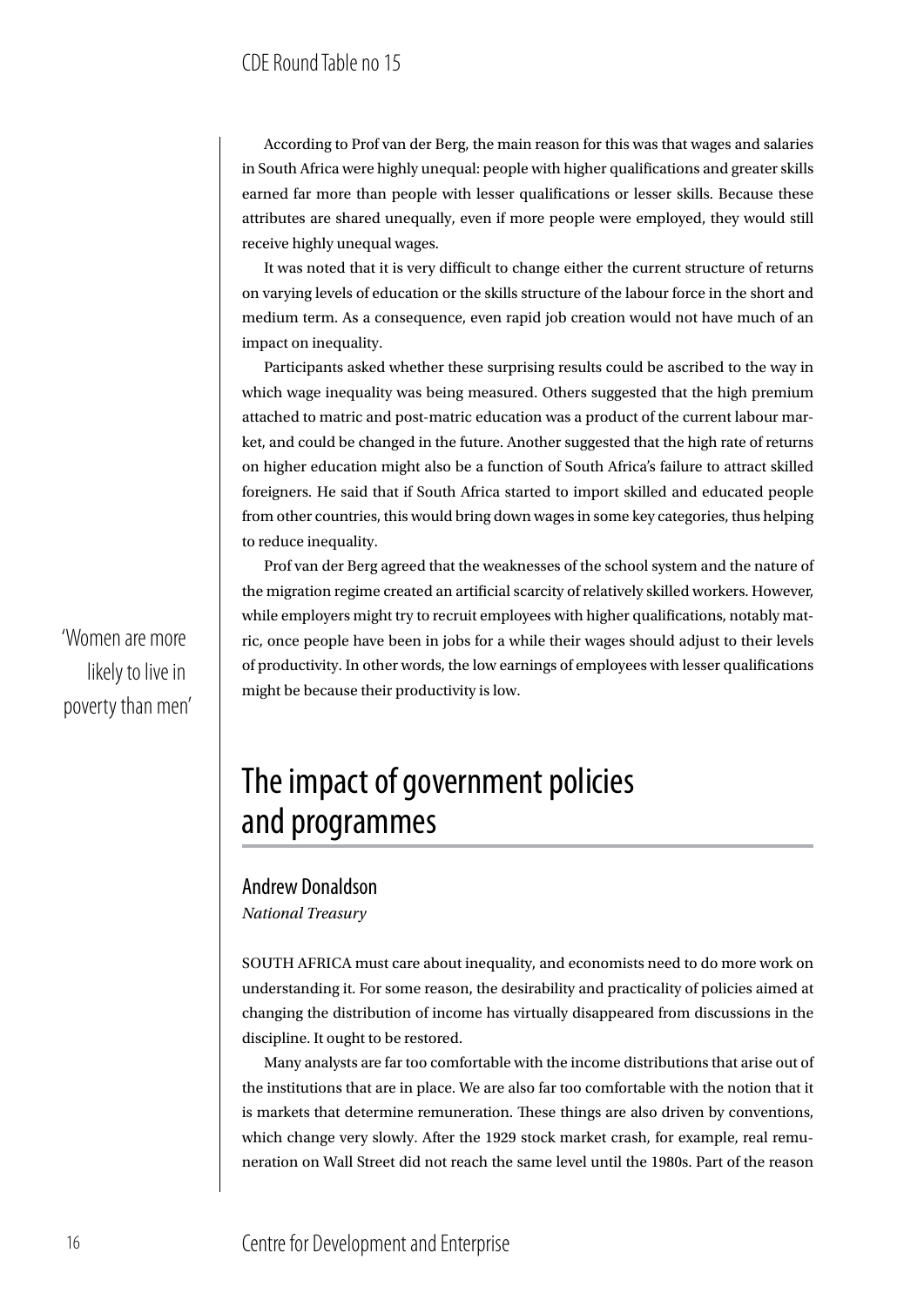According to Prof van der Berg, the main reason for this was that wages and salaries in South Africa were highly unequal: people with higher qualifications and greater skills earned far more than people with lesser qualifications or lesser skills. Because these attributes are shared unequally, even if more people were employed, they would still receive highly unequal wages.

It was noted that it is very difficult to change either the current structure of returns on varying levels of education or the skills structure of the labour force in the short and medium term. As a consequence, even rapid job creation would not have much of an impact on inequality.

Participants asked whether these surprising results could be ascribed to the way in which wage inequality was being measured. Others suggested that the high premium attached to matric and post-matric education was a product of the current labour market, and could be changed in the future. Another suggested that the high rate of returns on higher education might also be a function of South Africa's failure to attract skilled foreigners. He said that if South Africa started to import skilled and educated people from other countries, this would bring down wages in some key categories, thus helping to reduce inequality.

Prof van der Berg agreed that the weaknesses of the school system and the nature of the migration regime created an artificial scarcity of relatively skilled workers. However, while employers might try to recruit employees with higher qualifications, notably matric, once people have been in jobs for a while their wages should adjust to their levels of productivity. In other words, the low earnings of employees with lesser qualifications might be because their productivity is low.

'Women are more likely to live in poverty than men'

## The impact of government policies and programmes

### Andrew Donaldson

*National Treasury*

SOUTH AFRICA must care about inequality, and economists need to do more work on understanding it. For some reason, the desirability and practicality of policies aimed at changing the distribution of income has virtually disappeared from discussions in the discipline. It ought to be restored.

Many analysts are far too comfortable with the income distributions that arise out of the institutions that are in place. We are also far too comfortable with the notion that it is markets that determine remuneration. These things are also driven by conventions, which change very slowly. After the 1929 stock market crash, for example, real remuneration on Wall Street did not reach the same level until the 1980s. Part of the reason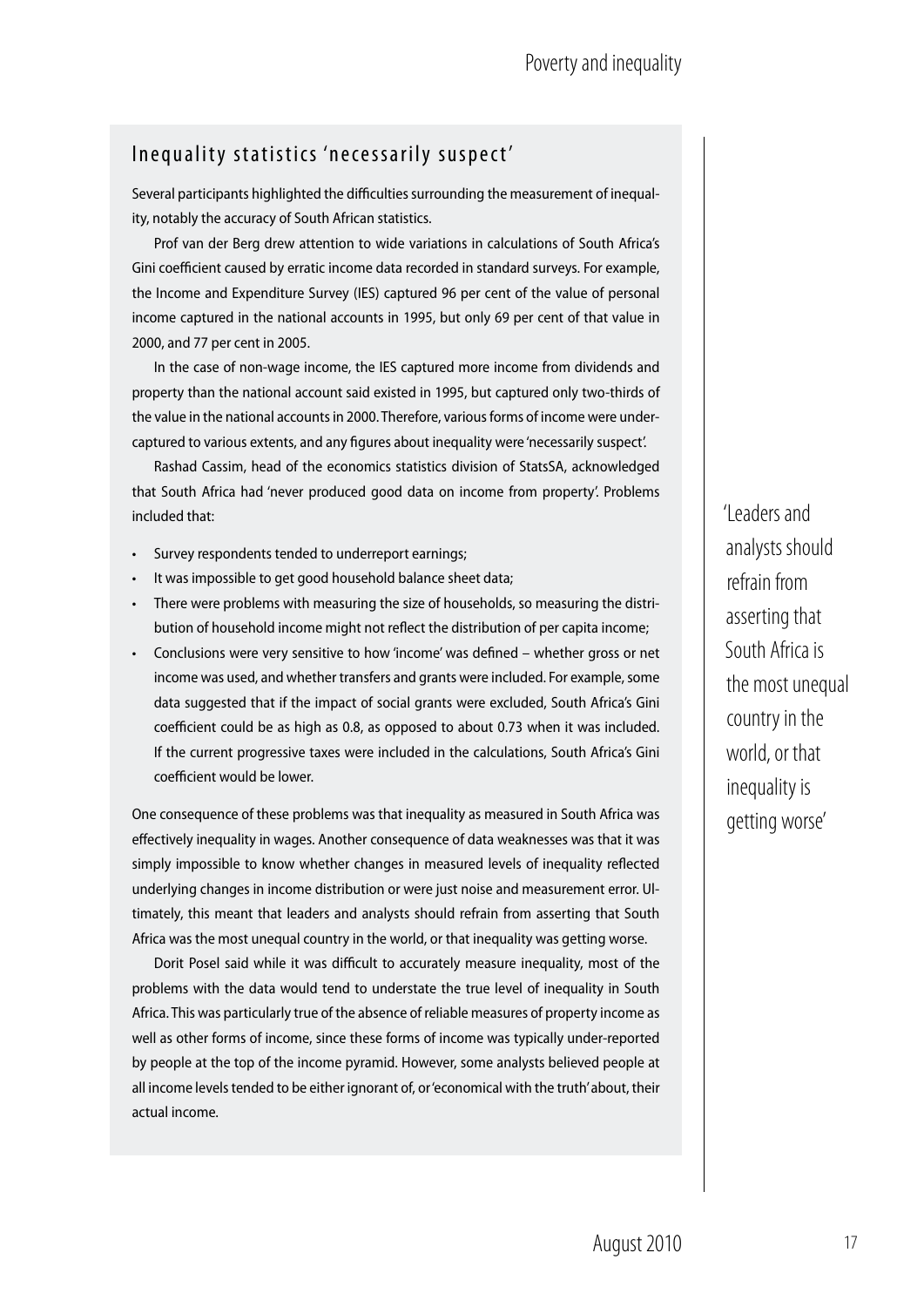## Inequality statistics 'necessarily suspect'

Several participants highlighted the difficulties surrounding the measurement of inequality, notably the accuracy of South African statistics.

Prof van der Berg drew attention to wide variations in calculations of South Africa's Gini coefficient caused by erratic income data recorded in standard surveys. For example, the Income and Expenditure Survey (IES) captured 96 per cent of the value of personal income captured in the national accounts in 1995, but only 69 per cent of that value in 2000, and 77 per cent in 2005.

In the case of non-wage income, the IES captured more income from dividends and property than the national account said existed in 1995, but captured only two-thirds of the value in the national accounts in 2000. Therefore, various forms of income were under-captured to various extents, and any figures about inequality were 'necessarily suspect'.

Rashad Cassim, head of the economics statistics division of StatsSA, acknowledged that South Africa had 'never produced good data on income from property'. Problems included that:

- Survey respondents tended to underreport earnings;
- It was impossible to get good household balance sheet data;
- There were problems with measuring the size of households, so measuring the distribution of household income might not reflect the distribution of per capita income;
- Conclusions were very sensitive to how 'income' was defined – whether gross or net income was used, and whether transfers and grants were included. For example, some data suggested that if the impact of social grants were excluded, South Africa's Gini coefficient could be as high as 0.8, as opposed to about 0.73 when it was included. If the current progressive taxes were included in the calculations, South Africa's Gini coefficient would be lower.

One consequence of these problems was that inequality as measured in South Africa was effectively inequality in wages. Another consequence of data weaknesses was that it was simply impossible to know whether changes in measured levels of inequality reflected underlying changes in income distribution or were just noise and measurement error. Ultimately, this meant that leaders and analysts should refrain from asserting that South Africa was the most unequal country in the world, or that inequality was getting worse.

Dorit Posel said while it was difficult to accurately measure inequality, most of the problems with the data would tend to understate the true level of inequality in South Africa. This was particularly true of the absence of reliable measures of property income as well as other forms of income, since these forms of income was typically under-reported by people at the top of the income pyramid. However, some analysts believed people at all income levels tended to be either ignorant of, or 'economical with the truth' about, their actual income.

'Leaders and analysts should refrain from asserting that South Africa is the most unequal country in the world, or that inequality is getting worse'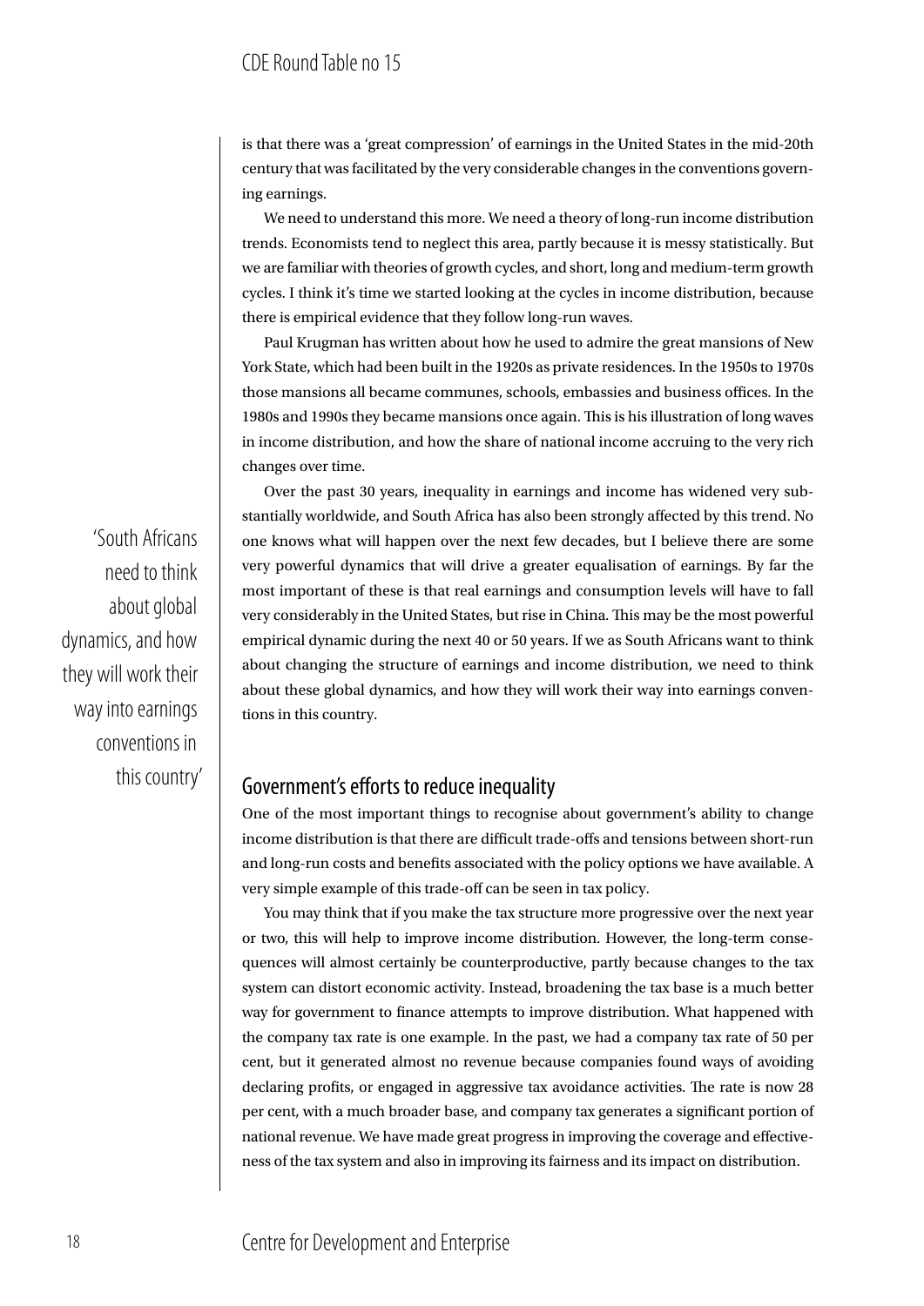is that there was a 'great compression' of earnings in the United States in the mid-20th century that was facilitated by the very considerable changes in the conventions governing earnings.

We need to understand this more. We need a theory of long-run income distribution trends. Economists tend to neglect this area, partly because it is messy statistically. But we are familiar with theories of growth cycles, and short, long and medium-term growth cycles. I think it's time we started looking at the cycles in income distribution, because there is empirical evidence that they follow long-run waves.

Paul Krugman has written about how he used to admire the great mansions of New York State, which had been built in the 1920s as private residences. In the 1950s to 1970s those mansions all became communes, schools, embassies and business offices. In the 1980s and 1990s they became mansions once again. This is his illustration of long waves in income distribution, and how the share of national income accruing to the very rich changes over time.

Over the past 30 years, inequality in earnings and income has widened very substantially worldwide, and South Africa has also been strongly affected by this trend. No one knows what will happen over the next few decades, but I believe there are some very powerful dynamics that will drive a greater equalisation of earnings. By far the most important of these is that real earnings and consumption levels will have to fall very considerably in the United States, but rise in China. This may be the most powerful empirical dynamic during the next 40 or 50 years. If we as South Africans want to think about changing the structure of earnings and income distribution, we need to think about these global dynamics, and how they will work their way into earnings conventions in this country.

> 'South Africans need to think about global dynamics, and how they will work their way into earnings conventions in this country'

## Government's efforts to reduce inequality

One of the most important things to recognise about government's ability to change income distribution is that there are difficult trade-offs and tensions between short-run and long-run costs and benefits associated with the policy options we have available. A very simple example of this trade-off can be seen in tax policy.

You may think that if you make the tax structure more progressive over the next year or two, this will help to improve income distribution. However, the long-term consequences will almost certainly be counterproductive, partly because changes to the tax system can distort economic activity. Instead, broadening the tax base is a much better way for government to finance attempts to improve distribution. What happened with the company tax rate is one example. In the past, we had a company tax rate of 50 per cent, but it generated almost no revenue because companies found ways of avoiding declaring profits, or engaged in aggressive tax avoidance activities. The rate is now 28 per cent, with a much broader base, and company tax generates a significant portion of national revenue. We have made great progress in improving the coverage and effectiveness of the tax system and also in improving its fairness and its impact on distribution.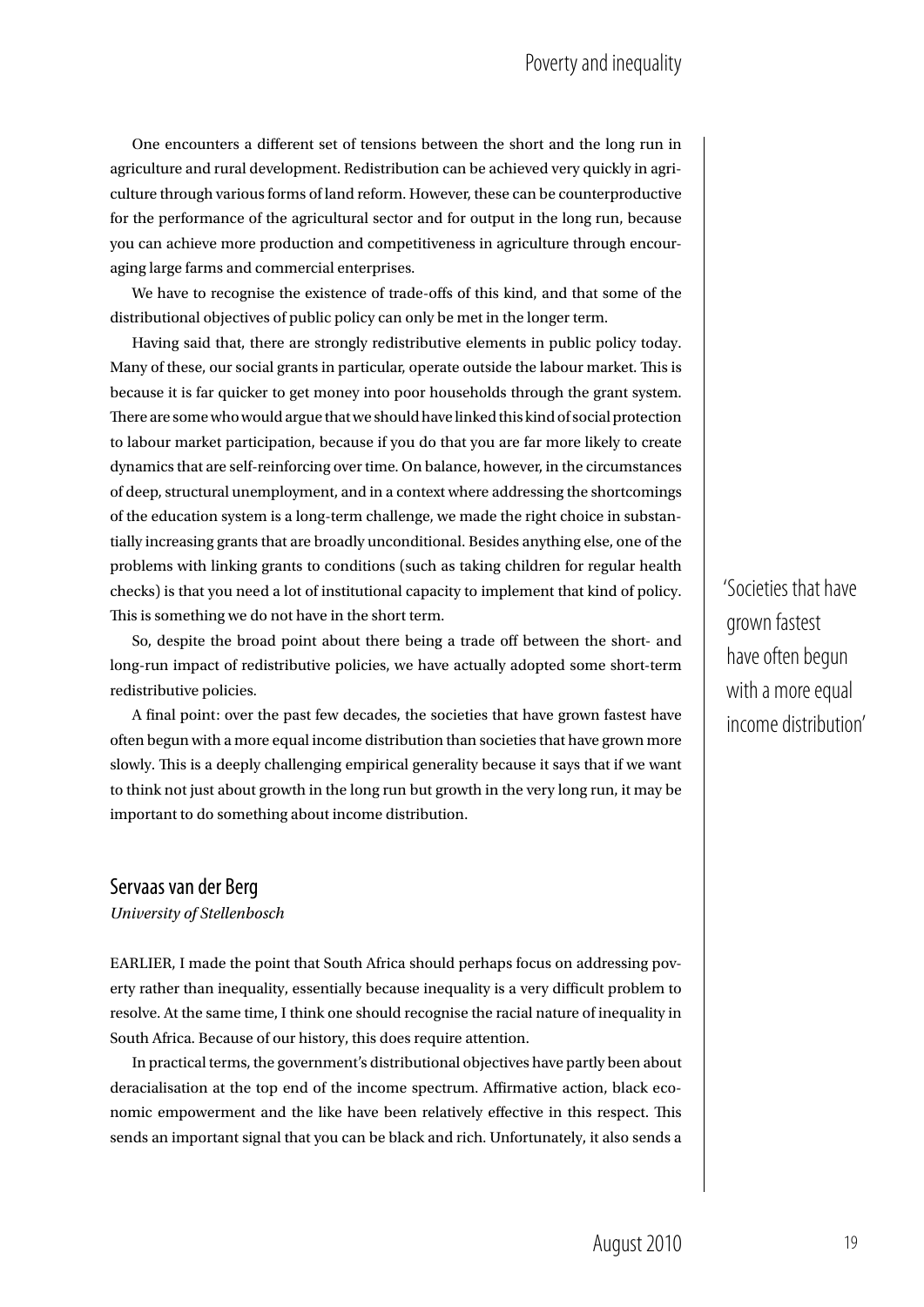One encounters a different set of tensions between the short and the long run in agriculture and rural development. Redistribution can be achieved very quickly in agriculture through various forms of land reform. However, these can be counterproductive for the performance of the agricultural sector and for output in the long run, because you can achieve more production and competitiveness in agriculture through encouraging large farms and commercial enterprises.

We have to recognise the existence of trade-offs of this kind, and that some of the distributional objectives of public policy can only be met in the longer term.

Having said that, there are strongly redistributive elements in public policy today. Many of these, our social grants in particular, operate outside the labour market. This is because it is far quicker to get money into poor households through the grant system. There are some who would argue that we should have linked this kind of social protection to labour market participation, because if you do that you are far more likely to create dynamics that are self-reinforcing over time. On balance, however, in the circumstances of deep, structural unemployment, and in a context where addressing the shortcomings of the education system is a long-term challenge, we made the right choice in substantially increasing grants that are broadly unconditional. Besides anything else, one of the problems with linking grants to conditions (such as taking children for regular health checks) is that you need a lot of institutional capacity to implement that kind of policy. This is something we do not have in the short term.

So, despite the broad point about there being a trade off between the short- and long-run impact of redistributive policies, we have actually adopted some short-term redistributive policies.

A final point: over the past few decades, the societies that have grown fastest have often begun with a more equal income distribution than societies that have grown more slowly. This is a deeply challenging empirical generality because it says that if we want to think not just about growth in the long run but growth in the very long run, it may be important to do something about income distribution.

> 'Societies that have grown fastest have often begun with a more equal income distribution'

## Servaas van der Berg

*University of Stellenbosch*

EARLIER, I made the point that South Africa should perhaps focus on addressing poverty rather than inequality, essentially because inequality is a very difficult problem to resolve. At the same time, I think one should recognise the racial nature of inequality in South Africa. Because of our history, this does require attention.

In practical terms, the government's distributional objectives have partly been about deracialisation at the top end of the income spectrum. Affirmative action, black economic empowerment and the like have been relatively effective in this respect. This sends an important signal that you can be black and rich. Unfortunately, it also sends a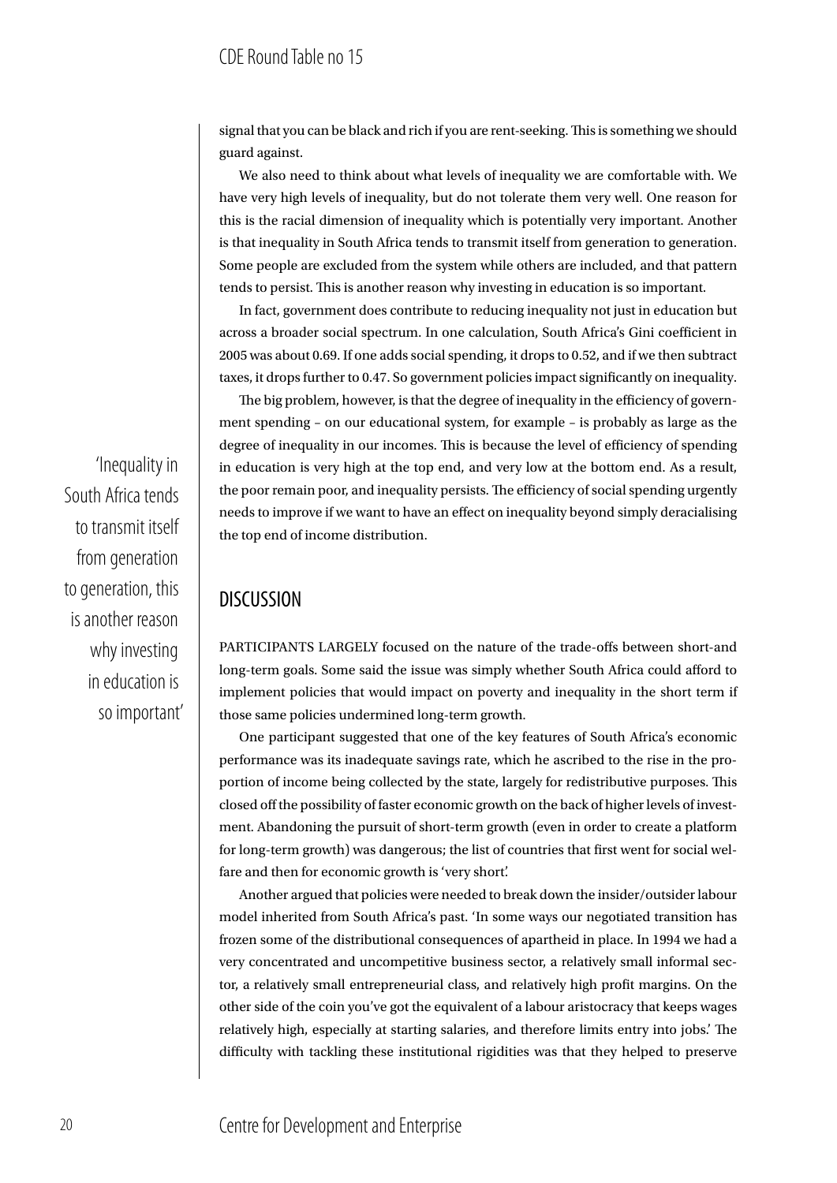signal that you can be black and rich if you are rent-seeking. This is something we should guard against.

We also need to think about what levels of inequality we are comfortable with. We have very high levels of inequality, but do not tolerate them very well. One reason for this is the racial dimension of inequality which is potentially very important. Another is that inequality in South Africa tends to transmit itself from generation to generation. Some people are excluded from the system while others are included, and that pattern tends to persist. This is another reason why investing in education is so important.

In fact, government does contribute to reducing inequality not just in education but across a broader social spectrum. In one calculation, South Africa's Gini coefficient in 2005 was about 0.69. If one adds social spending, it drops to 0.52, and if we then subtract taxes, it drops further to 0.47. So government policies impact significantly on inequality.

The big problem, however, is that the degree of inequality in the efficiency of government spending – on our educational system, for example – is probably as large as the degree of inequality in our incomes. This is because the level of efficiency of spending in education is very high at the top end, and very low at the bottom end. As a result, the poor remain poor, and inequality persists. The efficiency of social spending urgently needs to improve if we want to have an effect on inequality beyond simply deracialising the top end of income distribution.

> 'Inequality in South Africa tends to transmit itself from generation to generation, this is another reason why investing in education is so important'

## DISCUSSION

PARTICIPANTS LARGELY focused on the nature of the trade-offs between short-and long-term goals. Some said the issue was simply whether South Africa could afford to implement policies that would impact on poverty and inequality in the short term if those same policies undermined long-term growth.

One participant suggested that one of the key features of South Africa's economic performance was its inadequate savings rate, which he ascribed to the rise in the proportion of income being collected by the state, largely for redistributive purposes. This closed off the possibility of faster economic growth on the back of higher levels of investment. Abandoning the pursuit of short-term growth (even in order to create a platform for long-term growth) was dangerous; the list of countries that first went for social welfare and then for economic growth is 'very short'.

Another argued that policies were needed to break down the insider/outsider labour model inherited from South Africa's past. 'In some ways our negotiated transition has frozen some of the distributional consequences of apartheid in place. In 1994 we had a very concentrated and uncompetitive business sector, a relatively small informal sector, a relatively small entrepreneurial class, and relatively high profit margins. On the other side of the coin you've got the equivalent of a labour aristocracy that keeps wages relatively high, especially at starting salaries, and therefore limits entry into jobs.' The difficulty with tackling these institutional rigidities was that they helped to preserve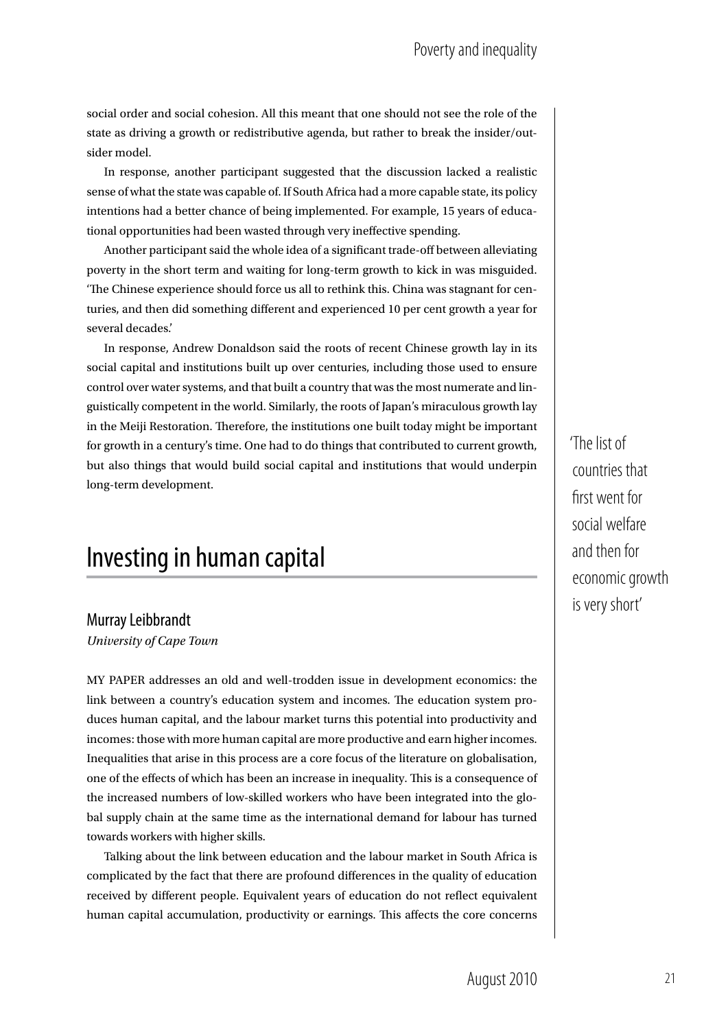social order and social cohesion. All this meant that one should not see the role of the state as driving a growth or redistributive agenda, but rather to break the insider/outsider model.

In response, another participant suggested that the discussion lacked a realistic sense of what the state was capable of. If South Africa had a more capable state, its policy intentions had a better chance of being implemented. For example, 15 years of educational opportunities had been wasted through very ineffective spending.

Another participant said the whole idea of a significant trade-off between alleviating poverty in the short term and waiting for long-term growth to kick in was misguided. 'The Chinese experience should force us all to rethink this. China was stagnant for centuries, and then did something different and experienced 10 per cent growth a year for several decades.'

In response, Andrew Donaldson said the roots of recent Chinese growth lay in its social capital and institutions built up over centuries, including those used to ensure control over water systems, and that built a country that was the most numerate and linguistically competent in the world. Similarly, the roots of Japan's miraculous growth lay in the Meiji Restoration. Therefore, the institutions one built today might be important for growth in a century's time. One had to do things that contributed to current growth, but also things that would build social capital and institutions that would underpin long-term development.

> 'The list of countries that first went for social welfare and then for economic growth is very short'

## Investing in human capital

### Murray Leibbrandt

*University of Cape Town*

MY PAPER addresses an old and well-trodden issue in development economics: the link between a country's education system and incomes. The education system produces human capital, and the labour market turns this potential into productivity and incomes: those with more human capital are more productive and earn higher incomes. Inequalities that arise in this process are a core focus of the literature on globalisation, one of the effects of which has been an increase in inequality. This is a consequence of the increased numbers of low-skilled workers who have been integrated into the global supply chain at the same time as the international demand for labour has turned towards workers with higher skills.

Talking about the link between education and the labour market in South Africa is complicated by the fact that there are profound differences in the quality of education received by different people. Equivalent years of education do not reflect equivalent human capital accumulation, productivity or earnings. This affects the core concerns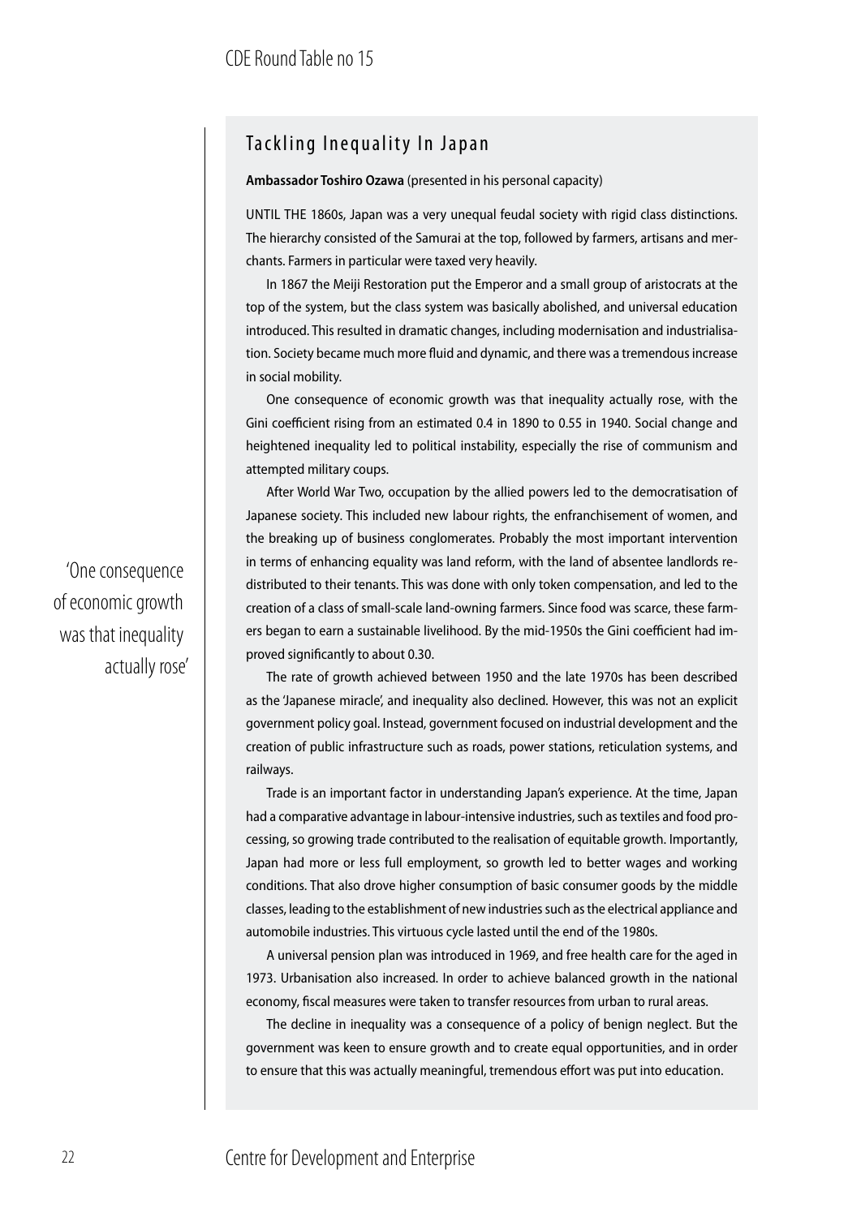## Tackling Inequality In Japan

**Ambassador Toshiro Ozawa** (presented in his personal capacity)

UNTIL THE 1860s, Japan was a very unequal feudal society with rigid class distinctions. The hierarchy consisted of the Samurai at the top, followed by farmers, artisans and merchants. Farmers in particular were taxed very heavily.

In 1867 the Meiji Restoration put the Emperor and a small group of aristocrats at the top of the system, but the class system was basically abolished, and universal education introduced. This resulted in dramatic changes, including modernisation and industrialisation. Society became much more fluid and dynamic, and there was a tremendous increase in social mobility.

One consequence of economic growth was that inequality actually rose, with the Gini coefficient rising from an estimated 0.4 in 1890 to 0.55 in 1940. Social change and heightened inequality led to political instability, especially the rise of communism and attempted military coups.

After World War Two, occupation by the allied powers led to the democratisation of Japanese society. This included new labour rights, the enfranchisement of women, and the breaking up of business conglomerates. Probably the most important intervention in terms of enhancing equality was land reform, with the land of absentee landlords redistributed to their tenants. This was done with only token compensation, and led to the creation of a class of small-scale land-owning farmers. Since food was scarce, these farmers began to earn a sustainable livelihood. By the mid-1950s the Gini coefficient had improved significantly to about 0.30.

'One consequence of economic growth was that inequality actually rose'

The rate of growth achieved between 1950 and the late 1970s has been described as the 'Japanese miracle', and inequality also declined. However, this was not an explicit government policy goal. Instead, government focused on industrial development and the creation of public infrastructure such as roads, power stations, reticulation systems, and railways.

Trade is an important factor in understanding Japan's experience. At the time, Japan had a comparative advantage in labour-intensive industries, such as textiles and food processing, so growing trade contributed to the realisation of equitable growth. Importantly, Japan had more or less full employment, so growth led to better wages and working conditions. That also drove higher consumption of basic consumer goods by the middle classes, leading to the establishment of new industries such as the electrical appliance and automobile industries. This virtuous cycle lasted until the end of the 1980s.

A universal pension plan was introduced in 1969, and free health care for the aged in 1973. Urbanisation also increased. In order to achieve balanced growth in the national economy, fiscal measures were taken to transfer resources from urban to rural areas.

The decline in inequality was a consequence of a policy of benign neglect. But the government was keen to ensure growth and to create equal opportunities, and in order to ensure that this was actually meaningful, tremendous effort was put into education.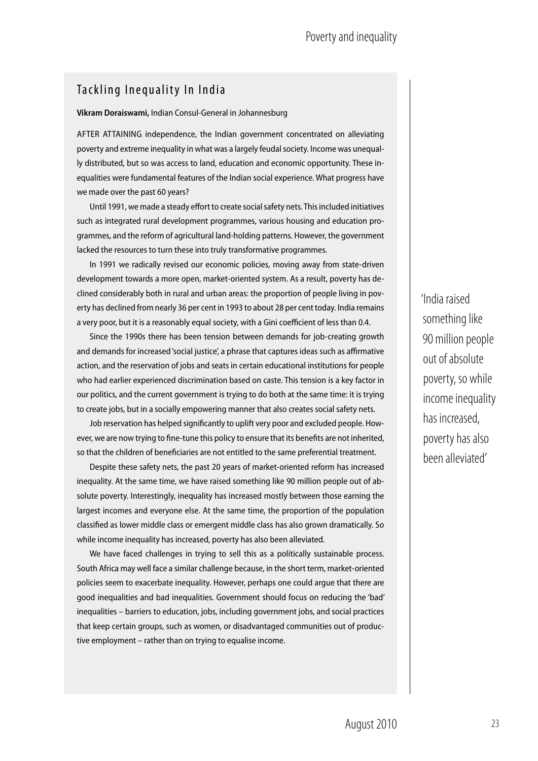## Tackling Inequality In India

**Vikram Doraiswami,** Indian Consul-General in Johannesburg

AFTER ATTAINING independence, the Indian government concentrated on alleviating poverty and extreme inequality in what was a largely feudal society. Income was unequally distributed, but so was access to land, education and economic opportunity. These inequalities were fundamental features of the Indian social experience. What progress have we made over the past 60 years?

Until 1991, we made a steady effort to create social safety nets. This included initiatives such as integrated rural development programmes, various housing and education programmes, and the reform of agricultural land-holding patterns. However, the government lacked the resources to turn these into truly transformative programmes.

In 1991 we radically revised our economic policies, moving away from state-driven development towards a more open, market-oriented system. As a result, poverty has declined considerably both in rural and urban areas: the proportion of people living in poverty has declined from nearly 36 per cent in 1993 to about 28 per cent today. India remains a very poor, but it is a reasonably equal society, with a Gini coefficient of less than 0.4.

Since the 1990s there has been tension between demands for job-creating growth and demands for increased 'social justice', a phrase that captures ideas such as affirmative action, and the reservation of jobs and seats in certain educational institutions for people who had earlier experienced discrimination based on caste. This tension is a key factor in our politics, and the current government is trying to do both at the same time: it is trying to create jobs, but in a socially empowering manner that also creates social safety nets.

Job reservation has helped significantly to uplift very poor and excluded people. However, we are now trying to fine-tune this policy to ensure that its benefits are not inherited, so that the children of beneficiaries are not entitled to the same preferential treatment.

Despite these safety nets, the past 20 years of market-oriented reform has increased inequality. At the same time, we have raised something like 90 million people out of absolute poverty. Interestingly, inequality has increased mostly between those earning the largest incomes and everyone else. At the same time, the proportion of the population classified as lower middle class or emergent middle class has also grown dramatically. So while income inequality has increased, poverty has also been alleviated.

> 'India raised something like 90 million people out of absolute poverty, so while income inequality has increased, poverty has also been alleviated'

We have faced challenges in trying to sell this as a politically sustainable process. South Africa may well face a similar challenge because, in the short term, market-oriented policies seem to exacerbate inequality. However, perhaps one could argue that there are good inequalities and bad inequalities. Government should focus on reducing the 'bad' inequalities – barriers to education, jobs, including government jobs, and social practices that keep certain groups, such as women, or disadvantaged communities out of productive employment – rather than on trying to equalise income.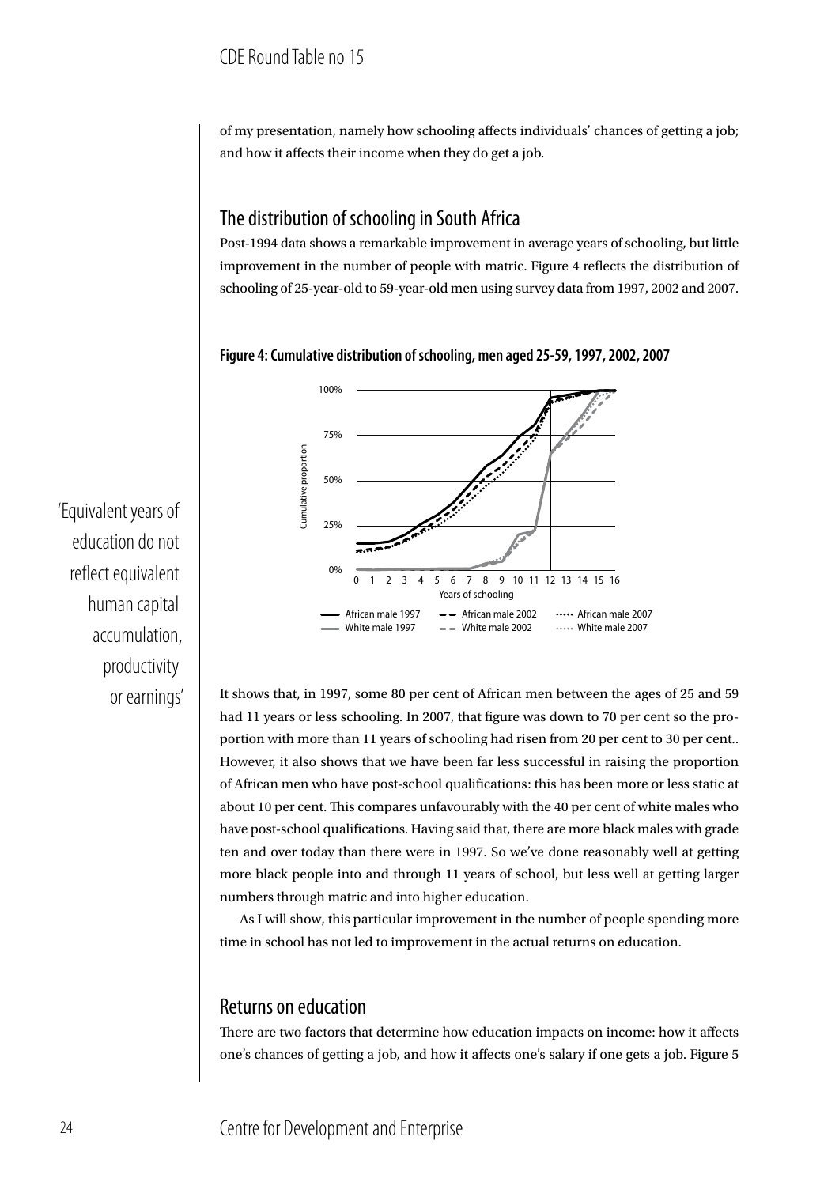of my presentation, namely how schooling affects individuals' chances of getting a job; and how it affects their income when they do get a job.

## The distribution of schooling in South Africa

Post-1994 data shows a remarkable improvement in average years of schooling, but little improvement in the number of people with matric. Figure 4 reflects the distribution of schooling of 25-year-old to 59-year-old men using survey data from 1997, 2002 and 2007.

**Figure 4: Cumulative distribution of schooling, men aged 25-59, 1997, 2002, 2007**

> 'Equivalent years of education do not reflect equivalent human capital accumulation, productivity or earnings'

It shows that, in 1997, some 80 per cent of African men between the ages of 25 and 59 had 11 years or less schooling. In 2007, that figure was down to 70 per cent so the proportion with more than 11 years of schooling had risen from 20 per cent to 30 per cent.. However, it also shows that we have been far less successful in raising the proportion of African men who have post-school qualifications: this has been more or less static at about 10 per cent. This compares unfavourably with the 40 per cent of white males who have post-school qualifications. Having said that, there are more black males with grade ten and over today than there were in 1997. So we've done reasonably well at getting more black people into and through 11 years of school, but less well at getting larger numbers through matric and into higher education.

As I will show, this particular improvement in the number of people spending more time in school has not led to improvement in the actual returns on education.

## Returns on education

There are two factors that determine how education impacts on income: how it affects one's chances of getting a job, and how it affects one's salary if one gets a job. Figure 5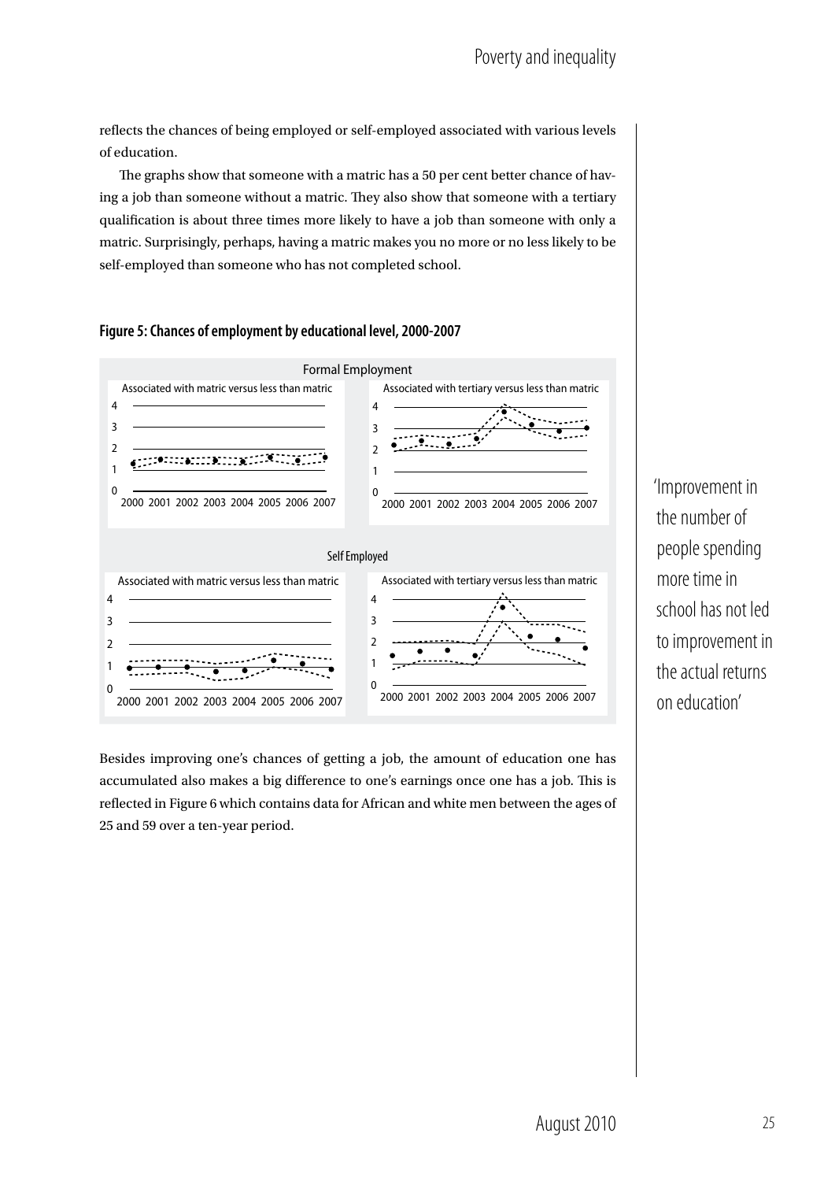reflects the chances of being employed or self-employed associated with various levels of education.

The graphs show that someone with a matric has a 50 per cent better chance of having a job than someone without a matric. They also show that someone with a tertiary qualification is about three times more likely to have a job than someone with only a matric. Surprisingly, perhaps, having a matric makes you no more or no less likely to be self-employed than someone who has not completed school.

**Figure 5: Chances of employment by educational level, 2000-2007**

Formal Employment

Associated with matric versus less than matric

Associated with tertiary versus less than matric

Self Employed

Associated with matric versus less than matric

Associated with tertiary versus less than matric

Besides improving one's chances of getting a job, the amount of education one has accumulated also makes a big difference to one's earnings once one has a job. This is reflected in Figure 6 which contains data for African and white men between the ages of 25 and 59 over a ten-year period.

'Improvement in the number of people spending more time in school has not led to improvement in the actual returns on education'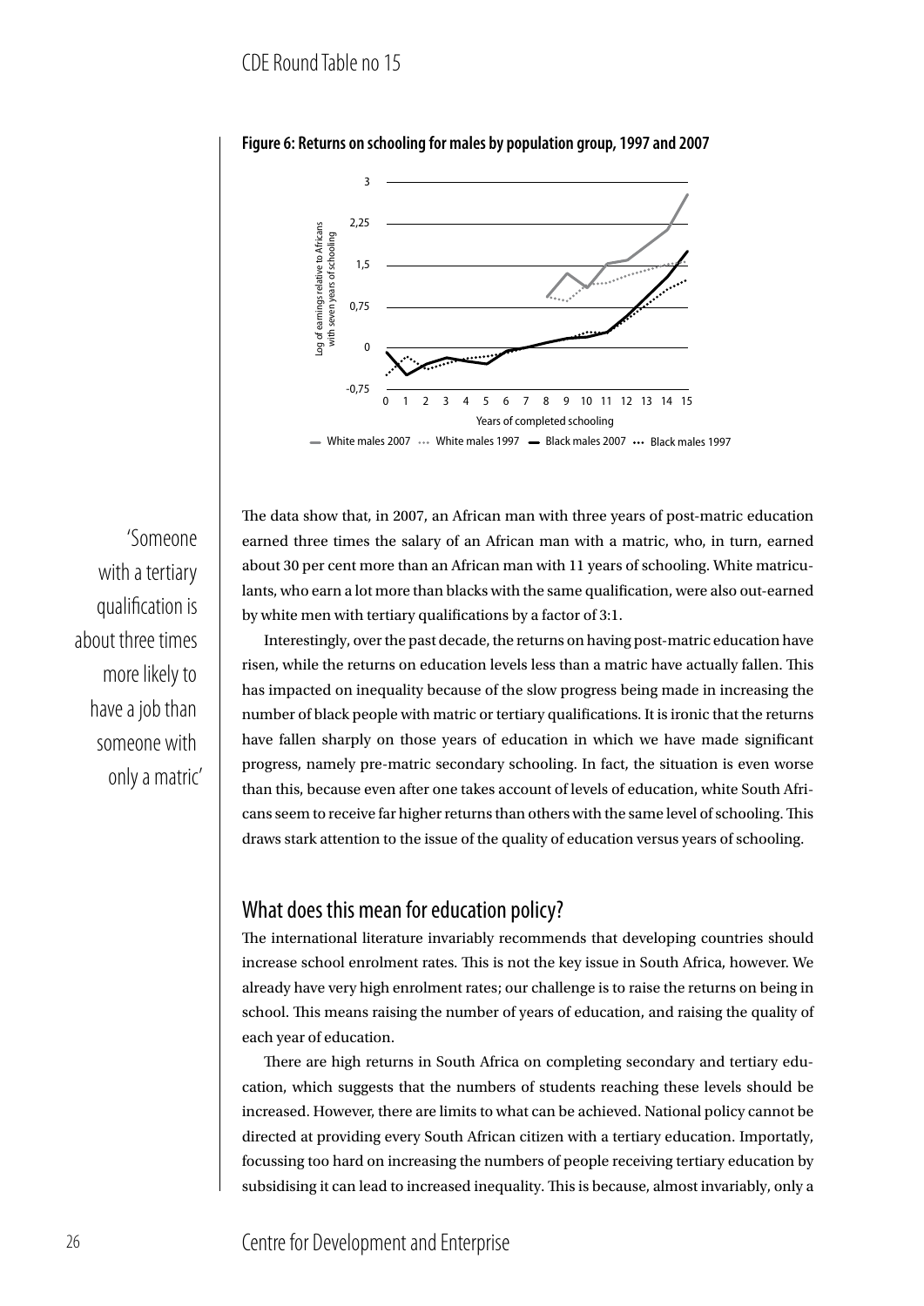**Figure 6: Returns on schooling for males by population group, 1997 and 2007**

The data show that, in 2007, an African man with three years of post-matric education earned three times the salary of an African man with a matric, who, in turn, earned about 30 per cent more than an African man with 11 years of schooling. White matriculants, who earn a lot more than blacks with the same qualification, were also out-earned by white men with tertiary qualifications by a factor of 3:1.

'Someone with a tertiary qualification is about three times more likely to have a job than someone with only a matric'

Interestingly, over the past decade, the returns on having post-matric education have risen, while the returns on education levels less than a matric have actually fallen. This has impacted on inequality because of the slow progress being made in increasing the number of black people with matric or tertiary qualifications. It is ironic that the returns have fallen sharply on those years of education in which we have made significant progress, namely pre-matric secondary schooling. In fact, the situation is even worse than this, because even after one takes account of levels of education, white South Africans seem to receive far higher returns than others with the same level of schooling. This draws stark attention to the issue of the quality of education versus years of schooling.

## What does this mean for education policy?

The international literature invariably recommends that developing countries should increase school enrolment rates. This is not the key issue in South Africa, however. We already have very high enrolment rates; our challenge is to raise the returns on being in school. This means raising the number of years of education, and raising the quality of each year of education.

There are high returns in South Africa on completing secondary and tertiary education, which suggests that the numbers of students reaching these levels should be increased. However, there are limits to what can be achieved. National policy cannot be directed at providing every South African citizen with a tertiary education. Importatly, focussing too hard on increasing the numbers of people receiving tertiary education by subsidising it can lead to increased inequality. This is because, almost invariably, only a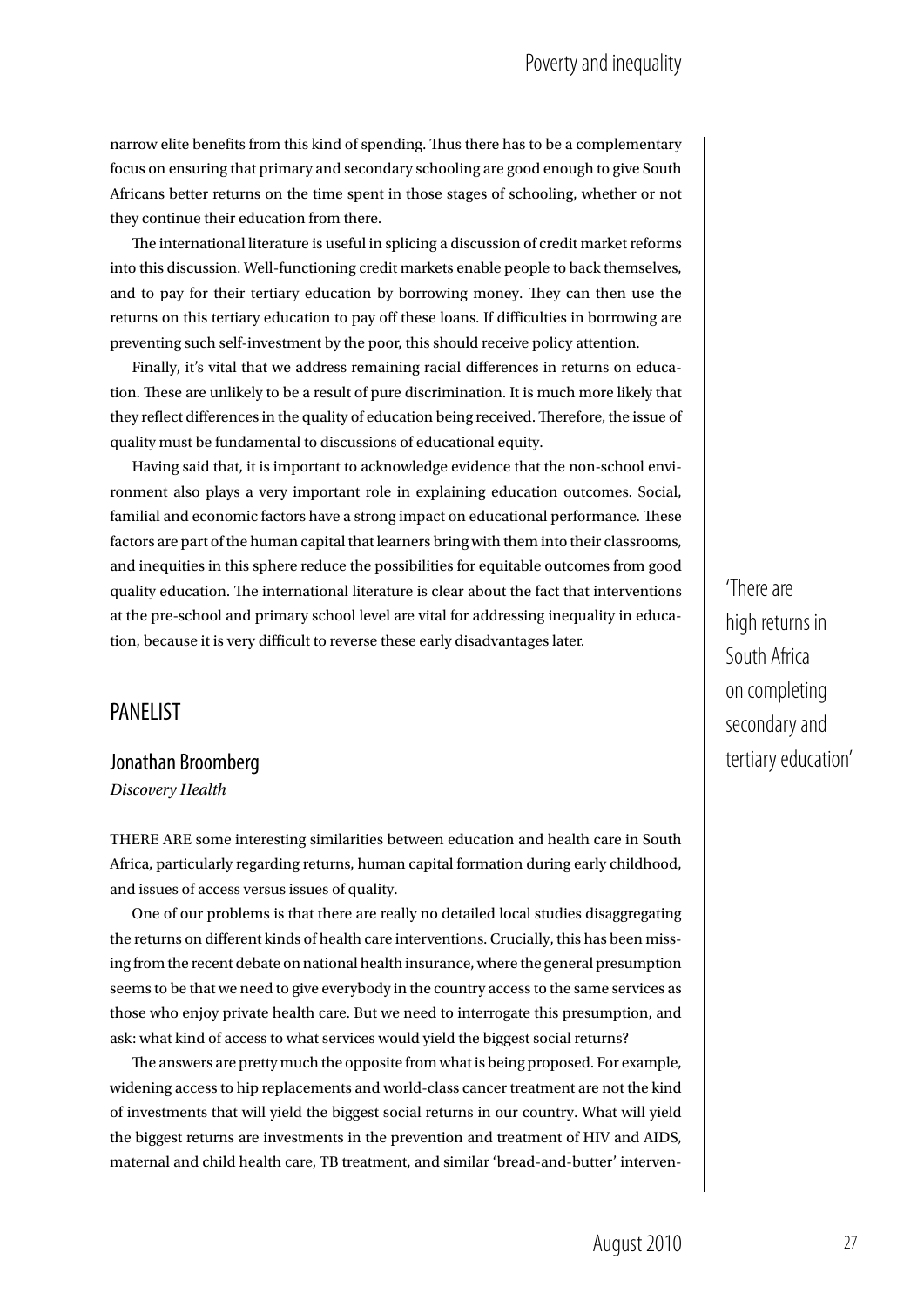narrow elite benefits from this kind of spending. Thus there has to be a complementary focus on ensuring that primary and secondary schooling are good enough to give South Africans better returns on the time spent in those stages of schooling, whether or not they continue their education from there.

The international literature is useful in splicing a discussion of credit market reforms into this discussion. Well-functioning credit markets enable people to back themselves, and to pay for their tertiary education by borrowing money. They can then use the returns on this tertiary education to pay off these loans. If difficulties in borrowing are preventing such self-investment by the poor, this should receive policy attention.

Finally, it's vital that we address remaining racial differences in returns on education. These are unlikely to be a result of pure discrimination. It is much more likely that they reflect differences in the quality of education being received. Therefore, the issue of quality must be fundamental to discussions of educational equity.

Having said that, it is important to acknowledge evidence that the non-school environment also plays a very important role in explaining education outcomes. Social, familial and economic factors have a strong impact on educational performance. These factors are part of the human capital that learners bring with them into their classrooms, and inequities in this sphere reduce the possibilities for equitable outcomes from good quality education. The international literature is clear about the fact that interventions at the pre-school and primary school level are vital for addressing inequality in education, because it is very difficult to reverse these early disadvantages later.

'There are high returns in South Africa on completing secondary and tertiary education'

## PANELIST

### Jonathan Broomberg

*Discovery Health*

THERE ARE some interesting similarities between education and health care in South Africa, particularly regarding returns, human capital formation during early childhood, and issues of access versus issues of quality.

One of our problems is that there are really no detailed local studies disaggregating the returns on different kinds of health care interventions. Crucially, this has been missing from the recent debate on national health insurance, where the general presumption seems to be that we need to give everybody in the country access to the same services as those who enjoy private health care. But we need to interrogate this presumption, and ask: what kind of access to what services would yield the biggest social returns?

The answers are pretty much the opposite from what is being proposed. For example, widening access to hip replacements and world-class cancer treatment are not the kind of investments that will yield the biggest social returns in our country. What will yield the biggest returns are investments in the prevention and treatment of HIV and AIDS, maternal and child health care, TB treatment, and similar 'bread-and-butter' interven-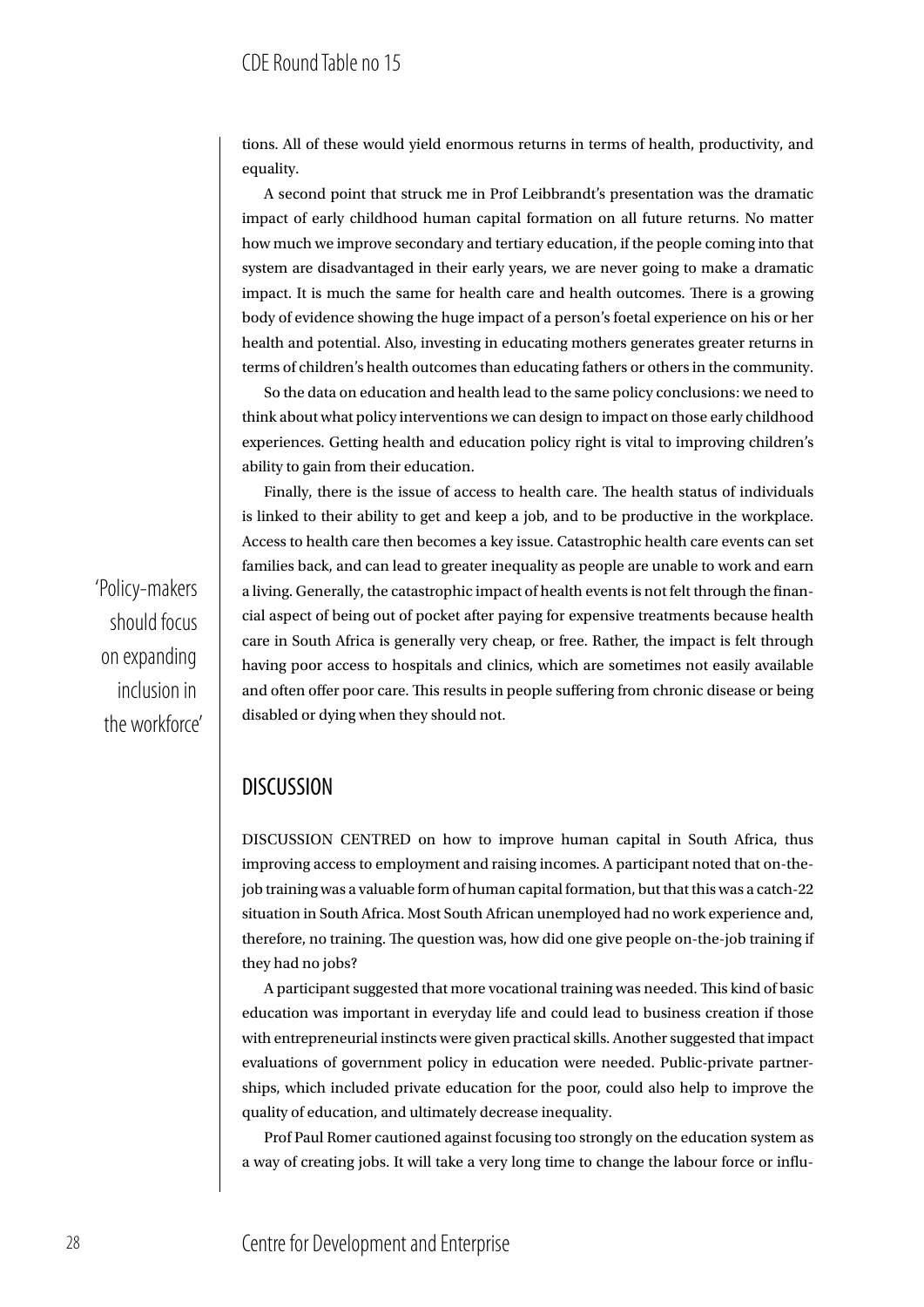tions. All of these would yield enormous returns in terms of health, productivity, and equality.

A second point that struck me in Prof Leibbrandt's presentation was the dramatic impact of early childhood human capital formation on all future returns. No matter how much we improve secondary and tertiary education, if the people coming into that system are disadvantaged in their early years, we are never going to make a dramatic impact. It is much the same for health care and health outcomes. There is a growing body of evidence showing the huge impact of a person's foetal experience on his or her health and potential. Also, investing in educating mothers generates greater returns in terms of children's health outcomes than educating fathers or others in the community.

So the data on education and health lead to the same policy conclusions: we need to think about what policy interventions we can design to impact on those early childhood experiences. Getting health and education policy right is vital to improving children's ability to gain from their education.

Finally, there is the issue of access to health care. The health status of individuals is linked to their ability to get and keep a job, and to be productive in the workplace. Access to health care then becomes a key issue. Catastrophic health care events can set families back, and can lead to greater inequality as people are unable to work and earn a living. Generally, the catastrophic impact of health events is not felt through the financial aspect of being out of pocket after paying for expensive treatments because health care in South Africa is generally very cheap, or free. Rather, the impact is felt through having poor access to hospitals and clinics, which are sometimes not easily available and often offer poor care. This results in people suffering from chronic disease or being disabled or dying when they should not.

> 'Policy-makers should focus on expanding inclusion in the workforce'

## DISCUSSION

DISCUSSION CENTRED on how to improve human capital in South Africa, thus improving access to employment and raising incomes. A participant noted that on-the-job training was a valuable form of human capital formation, but that this was a catch-22 situation in South Africa. Most South African unemployed had no work experience and, therefore, no training. The question was, how did one give people on-the-job training if they had no jobs?

A participant suggested that more vocational training was needed. This kind of basic education was important in everyday life and could lead to business creation if those with entrepreneurial instincts were given practical skills. Another suggested that impact evaluations of government policy in education were needed. Public-private partnerships, which included private education for the poor, could also help to improve the quality of education, and ultimately decrease inequality.

Prof Paul Romer cautioned against focusing too strongly on the education system as a way of creating jobs. It will take a very long time to change the labour force or influ-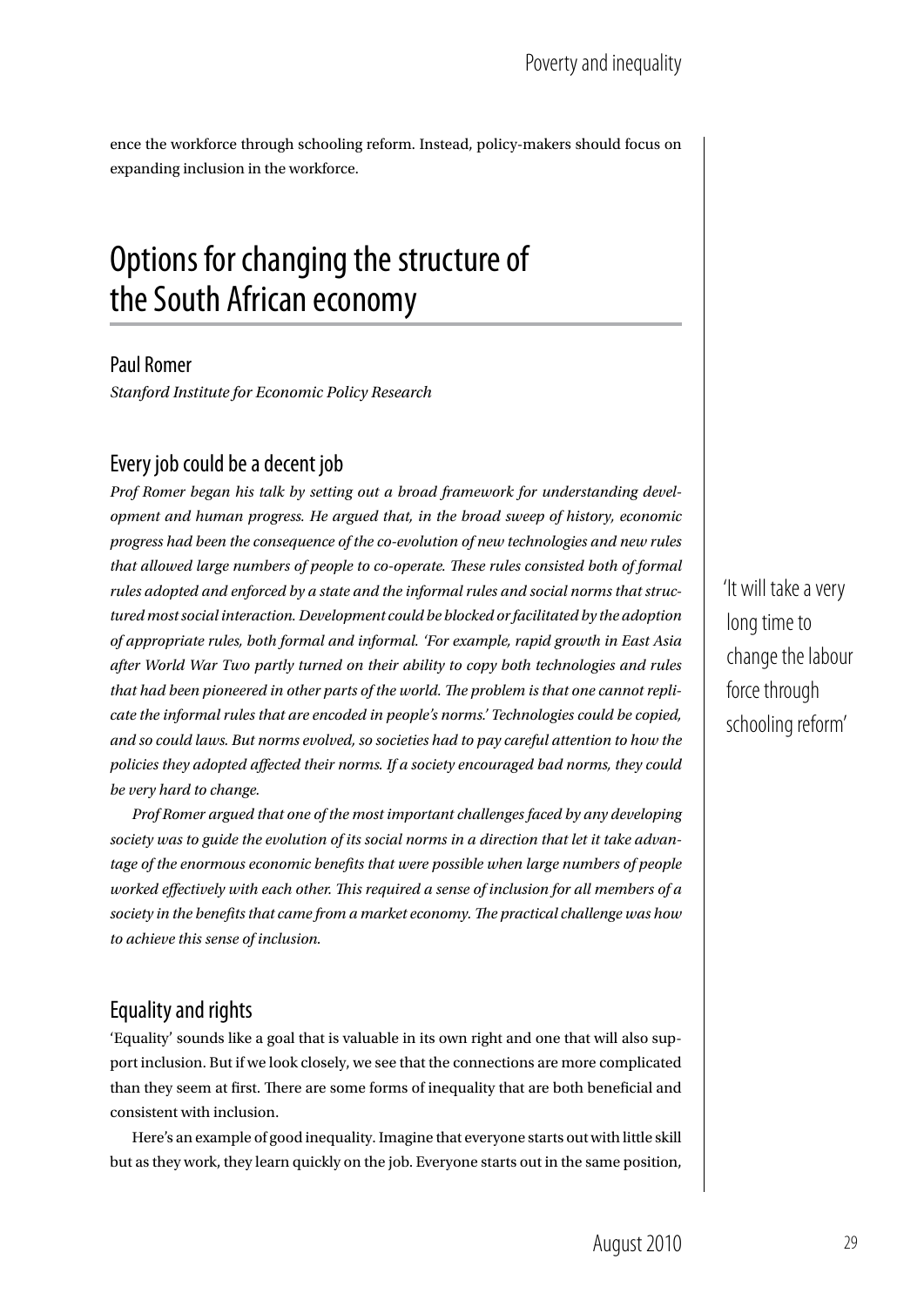ence the workforce through schooling reform. Instead, policy-makers should focus on expanding inclusion in the workforce.

# Options for changing the structure of the South African economy

## Paul Romer

*Stanford Institute for Economic Policy Research*

### Every job could be a decent job

*Prof Romer began his talk by setting out a broad framework for understanding development and human progress. He argued that, in the broad sweep of history, economic progress had been the consequence of the co-evolution of new technologies and new rules that allowed large numbers of people to co-operate. These rules consisted both of formal rules adopted and enforced by a state and the informal rules and social norms that structured most social interaction. Development could be blocked or facilitated by the adoption of appropriate rules, both formal and informal. 'For example, rapid growth in East Asia after World War Two partly turned on their ability to copy both technologies and rules that had been pioneered in other parts of the world. The problem is that one cannot replicate the informal rules that are encoded in people's norms.' Technologies could be copied, and so could laws. But norms evolved, so societies had to pay careful attention to how the policies they adopted affected their norms. If a society encouraged bad norms, they could be very hard to change.*

*Prof Romer argued that one of the most important challenges faced by any developing society was to guide the evolution of its social norms in a direction that let it take advantage of the enormous economic benefits that were possible when large numbers of people worked effectively with each other. This required a sense of inclusion for all members of a society in the benefits that came from a market economy. The practical challenge was how to achieve this sense of inclusion.*

'It will take a very long time to change the labour force through schooling reform'

### Equality and rights

'Equality' sounds like a goal that is valuable in its own right and one that will also support inclusion. But if we look closely, we see that the connections are more complicated than they seem at first. There are some forms of inequality that are both beneficial and consistent with inclusion.

Here's an example of good inequality. Imagine that everyone starts out with little skill but as they work, they learn quickly on the job. Everyone starts out in the same position,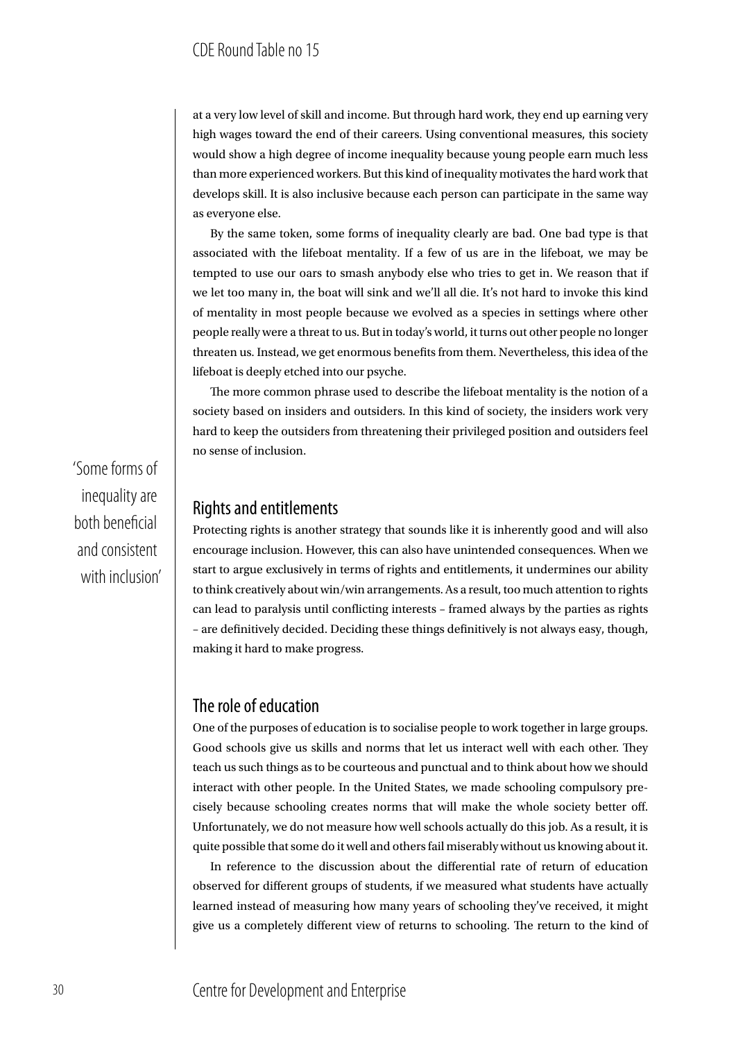at a very low level of skill and income. But through hard work, they end up earning very high wages toward the end of their careers. Using conventional measures, this society would show a high degree of income inequality because young people earn much less than more experienced workers. But this kind of inequality motivates the hard work that develops skill. It is also inclusive because each person can participate in the same way as everyone else.

By the same token, some forms of inequality clearly are bad. One bad type is that associated with the lifeboat mentality. If a few of us are in the lifeboat, we may be tempted to use our oars to smash anybody else who tries to get in. We reason that if we let too many in, the boat will sink and we'll all die. It's not hard to invoke this kind of mentality in most people because we evolved as a species in settings where other people really were a threat to us. But in today's world, it turns out other people no longer threaten us. Instead, we get enormous benefits from them. Nevertheless, this idea of the lifeboat is deeply etched into our psyche.

The more common phrase used to describe the lifeboat mentality is the notion of a society based on insiders and outsiders. In this kind of society, the insiders work very hard to keep the outsiders from threatening their privileged position and outsiders feel no sense of inclusion.

> 'Some forms of inequality are both beneficial and consistent with inclusion'

## Rights and entitlements

Protecting rights is another strategy that sounds like it is inherently good and will also encourage inclusion. However, this can also have unintended consequences. When we start to argue exclusively in terms of rights and entitlements, it undermines our ability to think creatively about win/win arrangements. As a result, too much attention to rights can lead to paralysis until conflicting interests – framed always by the parties as rights – are definitively decided. Deciding these things definitively is not always easy, though, making it hard to make progress.

## The role of education

One of the purposes of education is to socialise people to work together in large groups. Good schools give us skills and norms that let us interact well with each other. They teach us such things as to be courteous and punctual and to think about how we should interact with other people. In the United States, we made schooling compulsory precisely because schooling creates norms that will make the whole society better off. Unfortunately, we do not measure how well schools actually do this job. As a result, it is quite possible that some do it well and others fail miserably without us knowing about it.

In reference to the discussion about the differential rate of return of education observed for different groups of students, if we measured what students have actually learned instead of measuring how many years of schooling they've received, it might give us a completely different view of returns to schooling. The return to the kind of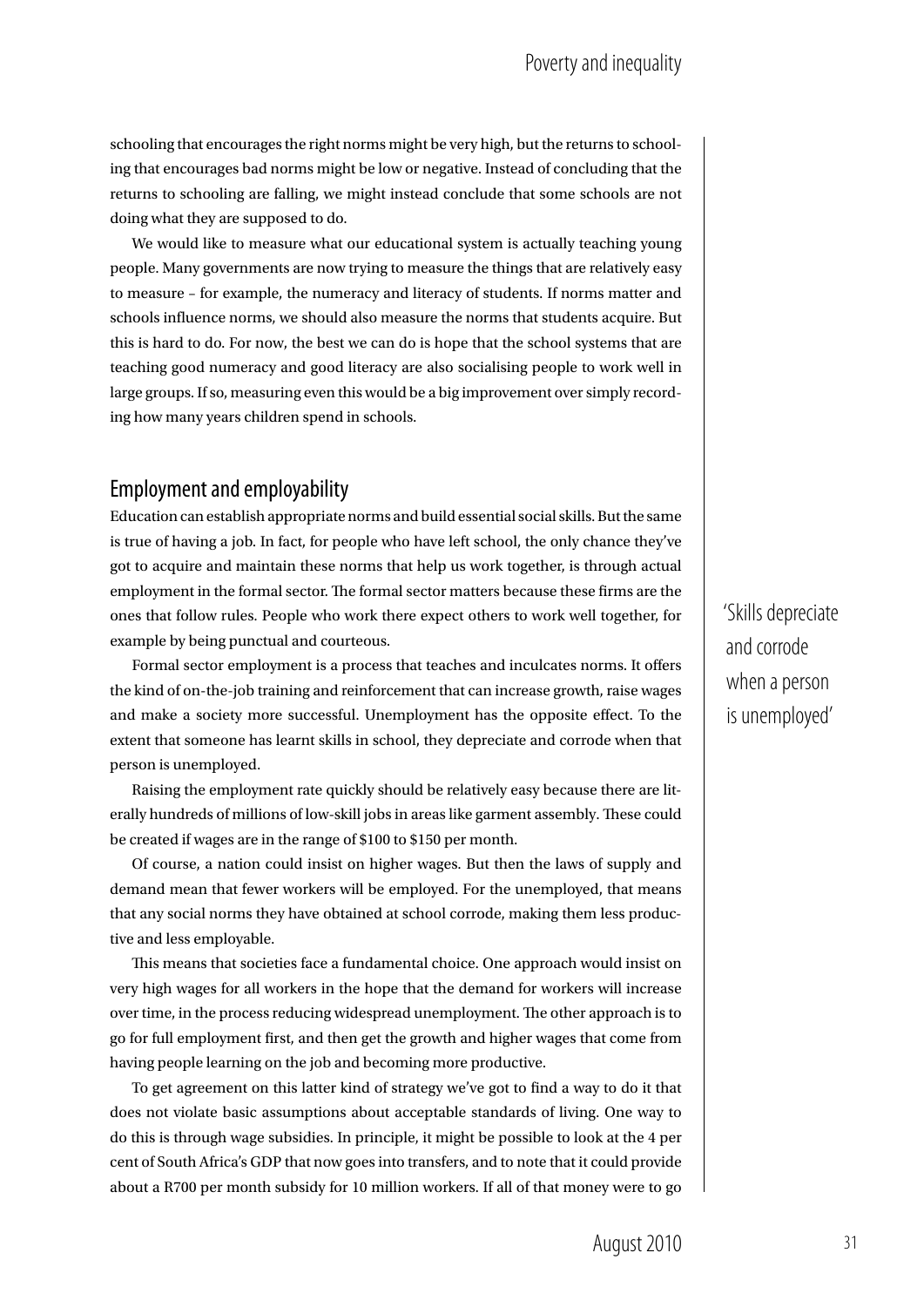schooling that encourages the right norms might be very high, but the returns to schooling that encourages bad norms might be low or negative. Instead of concluding that the returns to schooling are falling, we might instead conclude that some schools are not doing what they are supposed to do.

We would like to measure what our educational system is actually teaching young people. Many governments are now trying to measure the things that are relatively easy to measure – for example, the numeracy and literacy of students. If norms matter and schools influence norms, we should also measure the norms that students acquire. But this is hard to do. For now, the best we can do is hope that the school systems that are teaching good numeracy and good literacy are also socialising people to work well in large groups. If so, measuring even this would be a big improvement over simply recording how many years children spend in schools.

## Employment and employability

Education can establish appropriate norms and build essential social skills. But the same is true of having a job. In fact, for people who have left school, the only chance they've got to acquire and maintain these norms that help us work together, is through actual employment in the formal sector. The formal sector matters because these firms are the ones that follow rules. People who work there expect others to work well together, for example by being punctual and courteous.

> 'Skills depreciate and corrode when a person is unemployed'

Formal sector employment is a process that teaches and inculcates norms. It offers the kind of on-the-job training and reinforcement that can increase growth, raise wages and make a society more successful. Unemployment has the opposite effect. To the extent that someone has learnt skills in school, they depreciate and corrode when that person is unemployed.

Raising the employment rate quickly should be relatively easy because there are literally hundreds of millions of low-skill jobs in areas like garment assembly. These could be created if wages are in the range of $100 to $150 per month.

Of course, a nation could insist on higher wages. But then the laws of supply and demand mean that fewer workers will be employed. For the unemployed, that means that any social norms they have obtained at school corrode, making them less productive and less employable.

This means that societies face a fundamental choice. One approach would insist on very high wages for all workers in the hope that the demand for workers will increase over time, in the process reducing widespread unemployment. The other approach is to go for full employment first, and then get the growth and higher wages that come from having people learning on the job and becoming more productive.

To get agreement on this latter kind of strategy we've got to find a way to do it that does not violate basic assumptions about acceptable standards of living. One way to do this is through wage subsidies. In principle, it might be possible to look at the 4 per cent of South Africa's GDP that now goes into transfers, and to note that it could provide about a R700 per month subsidy for 10 million workers. If all of that money were to go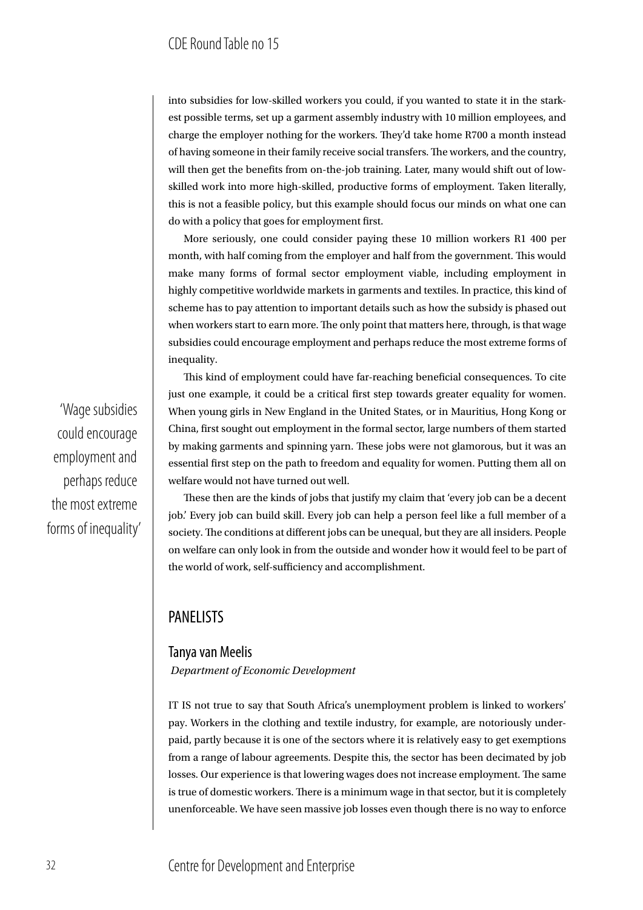into subsidies for low-skilled workers you could, if you wanted to state it in the starkest possible terms, set up a garment assembly industry with 10 million employees, and charge the employer nothing for the workers. They'd take home R700 a month instead of having someone in their family receive social transfers. The workers, and the country, will then get the benefits from on-the-job training. Later, many would shift out of low-skilled work into more high-skilled, productive forms of employment. Taken literally, this is not a feasible policy, but this example should focus our minds on what one can do with a policy that goes for employment first.

More seriously, one could consider paying these 10 million workers R1 400 per month, with half coming from the employer and half from the government. This would make many forms of formal sector employment viable, including employment in highly competitive worldwide markets in garments and textiles. In practice, this kind of scheme has to pay attention to important details such as how the subsidy is phased out when workers start to earn more. The only point that matters here, through, is that wage subsidies could encourage employment and perhaps reduce the most extreme forms of inequality.

> 'Wage subsidies could encourage employment and perhaps reduce the most extreme forms of inequality'

This kind of employment could have far-reaching beneficial consequences. To cite just one example, it could be a critical first step towards greater equality for women. When young girls in New England in the United States, or in Mauritius, Hong Kong or China, first sought out employment in the formal sector, large numbers of them started by making garments and spinning yarn. These jobs were not glamorous, but it was an essential first step on the path to freedom and equality for women. Putting them all on welfare would not have turned out well.

These then are the kinds of jobs that justify my claim that 'every job can be a decent job.' Every job can build skill. Every job can help a person feel like a full member of a society. The conditions at different jobs can be unequal, but they are all insiders. People on welfare can only look in from the outside and wonder how it would feel to be part of the world of work, self-sufficiency and accomplishment.

## PANELISTS

### Tanya van Meelis

*Department of Economic Development*

IT IS not true to say that South Africa's unemployment problem is linked to workers' pay. Workers in the clothing and textile industry, for example, are notoriously underpaid, partly because it is one of the sectors where it is relatively easy to get exemptions from a range of labour agreements. Despite this, the sector has been decimated by job losses. Our experience is that lowering wages does not increase employment. The same is true of domestic workers. There is a minimum wage in that sector, but it is completely unenforceable. We have seen massive job losses even though there is no way to enforce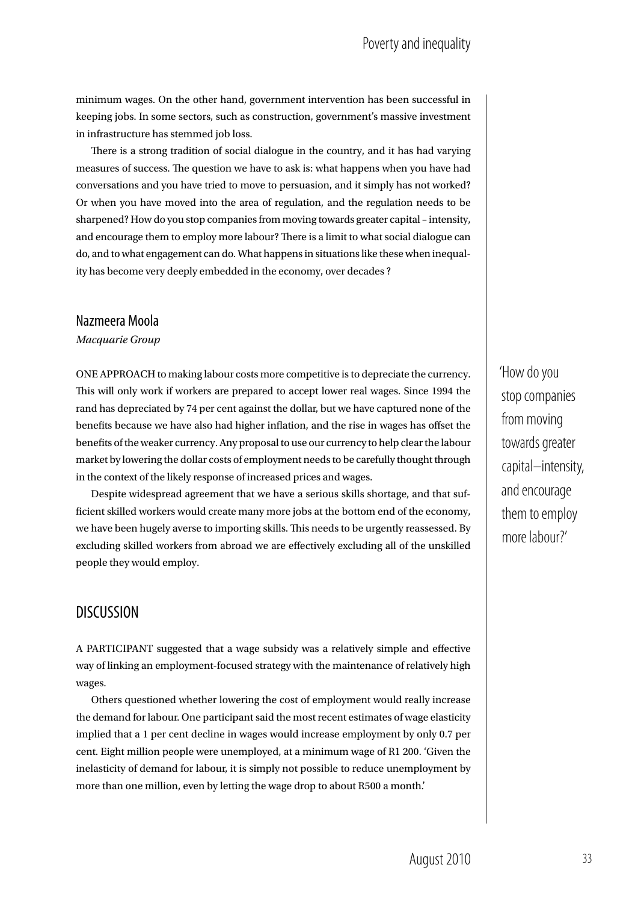minimum wages. On the other hand, government intervention has been successful in keeping jobs. In some sectors, such as construction, government's massive investment in infrastructure has stemmed job loss.

There is a strong tradition of social dialogue in the country, and it has had varying measures of success. The question we have to ask is: what happens when you have had conversations and you have tried to move to persuasion, and it simply has not worked? Or when you have moved into the area of regulation, and the regulation needs to be sharpened? How do you stop companies from moving towards greater capital – intensity, and encourage them to employ more labour? There is a limit to what social dialogue can do, and to what engagement can do. What happens in situations like these when inequality has become very deeply embedded in the economy, over decades ?

## Nazmeera Moola

*Macquarie Group*

ONE APPROACH to making labour costs more competitive is to depreciate the currency. This will only work if workers are prepared to accept lower real wages. Since 1994 the rand has depreciated by 74 per cent against the dollar, but we have captured none of the benefits because we have also had higher inflation, and the rise in wages has offset the benefits of the weaker currency. Any proposal to use our currency to help clear the labour market by lowering the dollar costs of employment needs to be carefully thought through in the context of the likely response of increased prices and wages.

Despite widespread agreement that we have a serious skills shortage, and that sufficient skilled workers would create many more jobs at the bottom end of the economy, we have been hugely averse to importing skills. This needs to be urgently reassessed. By excluding skilled workers from abroad we are effectively excluding all of the unskilled people they would employ.

'How do you stop companies from moving towards greater capital—intensity, and encourage them to employ more labour?'

## DISCUSSION

A PARTICIPANT suggested that a wage subsidy was a relatively simple and effective way of linking an employment-focused strategy with the maintenance of relatively high wages.

Others questioned whether lowering the cost of employment would really increase the demand for labour. One participant said the most recent estimates of wage elasticity implied that a 1 per cent decline in wages would increase employment by only 0.7 per cent. Eight million people were unemployed, at a minimum wage of R1 200. 'Given the inelasticity of demand for labour, it is simply not possible to reduce unemployment by more than one million, even by letting the wage drop to about R500 a month.'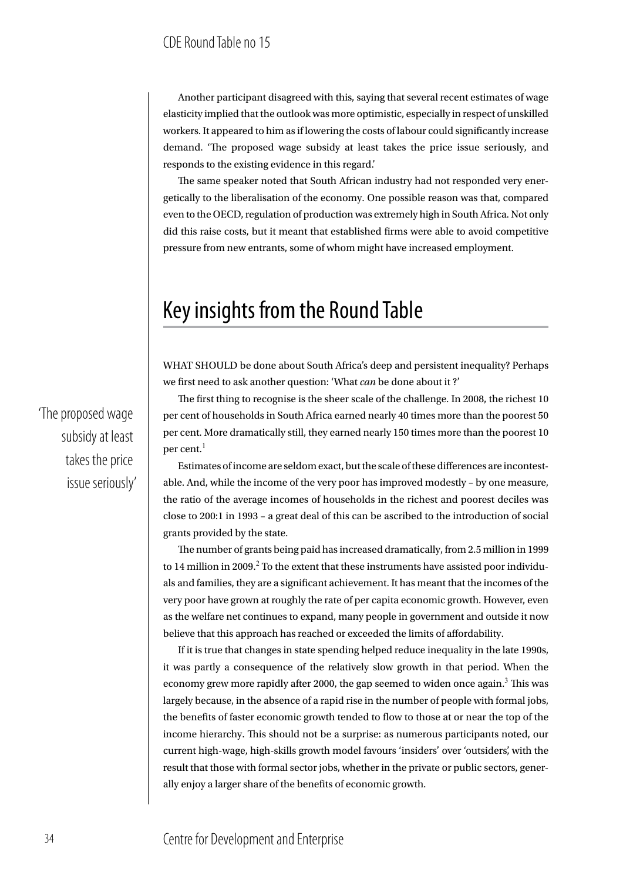Another participant disagreed with this, saying that several recent estimates of wage elasticity implied that the outlook was more optimistic, especially in respect of unskilled workers. It appeared to him as if lowering the costs of labour could significantly increase demand. 'The proposed wage subsidy at least takes the price issue seriously, and responds to the existing evidence in this regard.'

The same speaker noted that South African industry had not responded very energetically to the liberalisation of the economy. One possible reason was that, compared even to the OECD, regulation of production was extremely high in South Africa. Not only did this raise costs, but it meant that established firms were able to avoid competitive pressure from new entrants, some of whom might have increased employment.

# Key insights from the Round Table

'The proposed wage subsidy at least takes the price issue seriously'

WHAT SHOULD be done about South Africa's deep and persistent inequality? Perhaps we first need to ask another question: 'What *can* be done about it ?'

The first thing to recognise is the sheer scale of the challenge. In 2008, the richest 10 per cent of households in South Africa earned nearly 40 times more than the poorest 50 per cent. More dramatically still, they earned nearly 150 times more than the poorest 10 per cent.[1]

Estimates of income are seldom exact, but the scale of these differences are incontestable. And, while the income of the very poor has improved modestly – by one measure, the ratio of the average incomes of households in the richest and poorest deciles was close to 200:1 in 1993 – a great deal of this can be ascribed to the introduction of social grants provided by the state.

The number of grants being paid has increased dramatically, from 2.5 million in 1999 to 14 million in 2009.[2] To the extent that these instruments have assisted poor individuals and families, they are a significant achievement. It has meant that the incomes of the very poor have grown at roughly the rate of per capita economic growth. However, even as the welfare net continues to expand, many people in government and outside it now believe that this approach has reached or exceeded the limits of affordability.

If it is true that changes in state spending helped reduce inequality in the late 1990s, it was partly a consequence of the relatively slow growth in that period. When the economy grew more rapidly after 2000, the gap seemed to widen once again.[3] This was largely because, in the absence of a rapid rise in the number of people with formal jobs, the benefits of faster economic growth tended to flow to those at or near the top of the income hierarchy. This should not be a surprise: as numerous participants noted, our current high-wage, high-skills growth model favours 'insiders' over 'outsiders', with the result that those with formal sector jobs, whether in the private or public sectors, generally enjoy a larger share of the benefits of economic growth.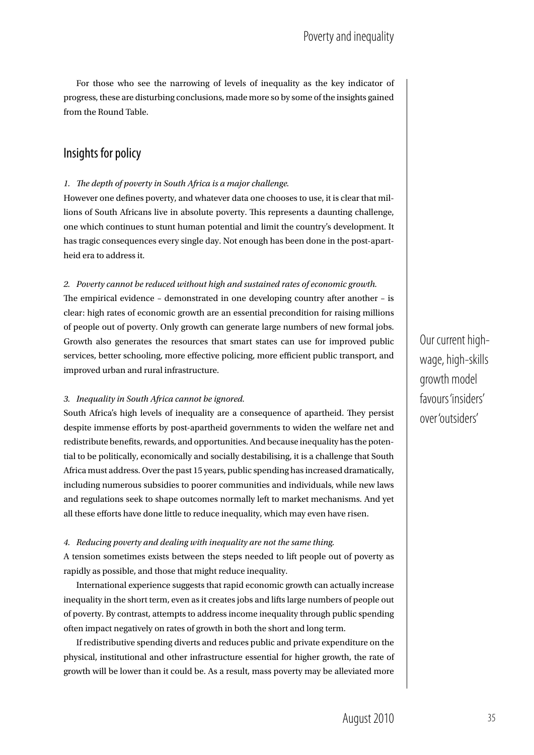For those who see the narrowing of levels of inequality as the key indicator of progress, these are disturbing conclusions, made more so by some of the insights gained from the Round Table.

## Insights for policy

*1. The depth of poverty in South Africa is a major challenge.*

However one defines poverty, and whatever data one chooses to use, it is clear that millions of South Africans live in absolute poverty. This represents a daunting challenge, one which continues to stunt human potential and limit the country's development. It has tragic consequences every single day. Not enough has been done in the post-apartheid era to address it.

*2. Poverty cannot be reduced without high and sustained rates of economic growth.*

The empirical evidence – demonstrated in one developing country after another – is clear: high rates of economic growth are an essential precondition for raising millions of people out of poverty. Only growth can generate large numbers of new formal jobs. Growth also generates the resources that smart states can use for improved public services, better schooling, more effective policing, more efficient public transport, and improved urban and rural infrastructure.

> Our current high-wage, high-skills growth model favours 'insiders' over 'outsiders'

*3. Inequality in South Africa cannot be ignored.*

South Africa's high levels of inequality are a consequence of apartheid. They persist despite immense efforts by post-apartheid governments to widen the welfare net and redistribute benefits, rewards, and opportunities. And because inequality has the potential to be politically, economically and socially destabilising, it is a challenge that South Africa must address. Over the past 15 years, public spending has increased dramatically, including numerous subsidies to poorer communities and individuals, while new laws and regulations seek to shape outcomes normally left to market mechanisms. And yet all these efforts have done little to reduce inequality, which may even have risen.

*4. Reducing poverty and dealing with inequality are not the same thing.*

A tension sometimes exists between the steps needed to lift people out of poverty as rapidly as possible, and those that might reduce inequality.

International experience suggests that rapid economic growth can actually increase inequality in the short term, even as it creates jobs and lifts large numbers of people out of poverty. By contrast, attempts to address income inequality through public spending often impact negatively on rates of growth in both the short and long term.

If redistributive spending diverts and reduces public and private expenditure on the physical, institutional and other infrastructure essential for higher growth, the rate of growth will be lower than it could be. As a result, mass poverty may be alleviated more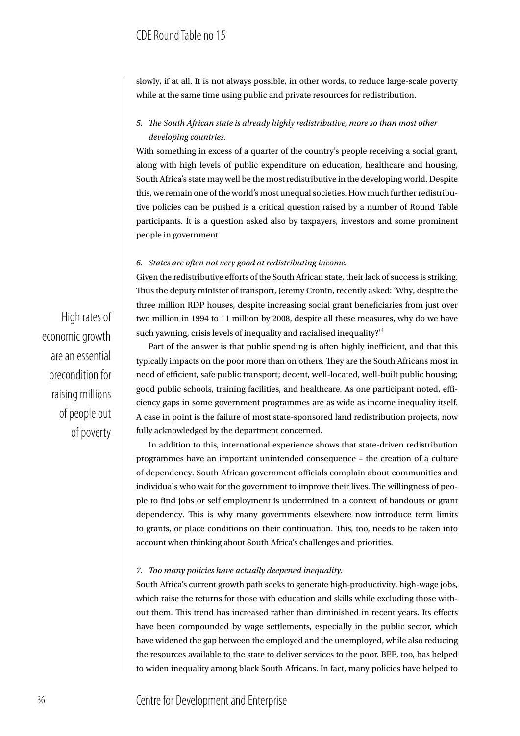slowly, if at all. It is not always possible, in other words, to reduce large-scale poverty while at the same time using public and private resources for redistribution.

*5. The South African state is already highly redistributive, more so than most other developing countries.*

With something in excess of a quarter of the country's people receiving a social grant, along with high levels of public expenditure on education, healthcare and housing, South Africa's state may well be the most redistributive in the developing world. Despite this, we remain one of the world's most unequal societies. How much further redistributive policies can be pushed is a critical question raised by a number of Round Table participants. It is a question asked also by taxpayers, investors and some prominent people in government.

*6. States are often not very good at redistributing income.*

Given the redistributive efforts of the South African state, their lack of success is striking. Thus the deputy minister of transport, Jeremy Cronin, recently asked: 'Why, despite the three million RDP houses, despite increasing social grant beneficiaries from just over two million in 1994 to 11 million by 2008, despite all these measures, why do we have such yawning, crisis levels of inequality and racialised inequality?'[4]

> High rates of economic growth are an essential precondition for raising millions of people out of poverty

Part of the answer is that public spending is often highly inefficient, and that this typically impacts on the poor more than on others. They are the South Africans most in need of efficient, safe public transport; decent, well-located, well-built public housing; good public schools, training facilities, and healthcare. As one participant noted, efficiency gaps in some government programmes are as wide as income inequality itself. A case in point is the failure of most state-sponsored land redistribution projects, now fully acknowledged by the department concerned.

In addition to this, international experience shows that state-driven redistribution programmes have an important unintended consequence – the creation of a culture of dependency. South African government officials complain about communities and individuals who wait for the government to improve their lives. The willingness of people to find jobs or self employment is undermined in a context of handouts or grant dependency. This is why many governments elsewhere now introduce term limits to grants, or place conditions on their continuation. This, too, needs to be taken into account when thinking about South Africa's challenges and priorities.

*7. Too many policies have actually deepened inequality.*

South Africa's current growth path seeks to generate high-productivity, high-wage jobs, which raise the returns for those with education and skills while excluding those without them. This trend has increased rather than diminished in recent years. Its effects have been compounded by wage settlements, especially in the public sector, which have widened the gap between the employed and the unemployed, while also reducing the resources available to the state to deliver services to the poor. BEE, too, has helped to widen inequality among black South Africans. In fact, many policies have helped to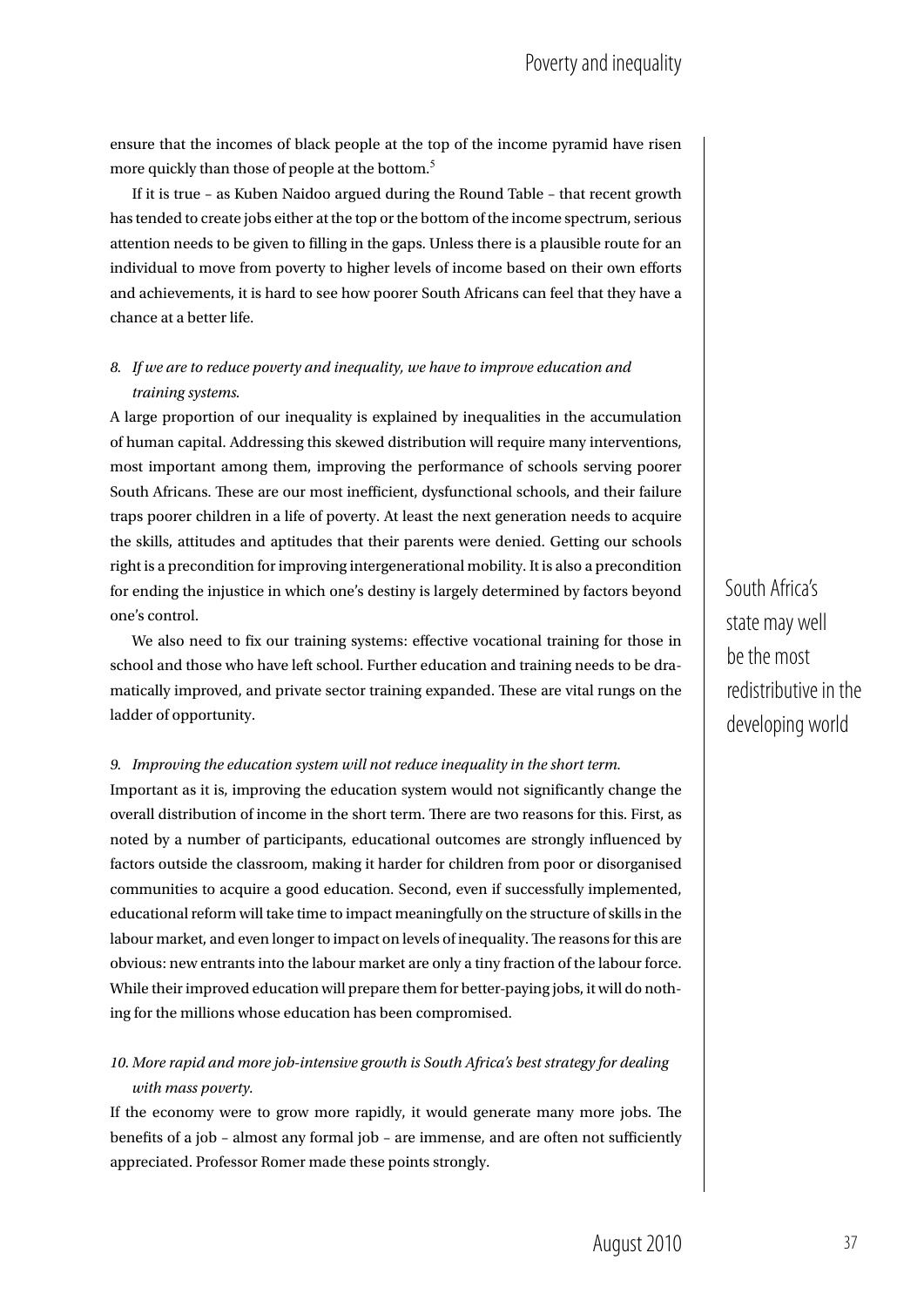ensure that the incomes of black people at the top of the income pyramid have risen more quickly than those of people at the bottom.[5]

If it is true – as Kuben Naidoo argued during the Round Table – that recent growth has tended to create jobs either at the top or the bottom of the income spectrum, serious attention needs to be given to filling in the gaps. Unless there is a plausible route for an individual to move from poverty to higher levels of income based on their own efforts and achievements, it is hard to see how poorer South Africans can feel that they have a chance at a better life.

*8. If we are to reduce poverty and inequality, we have to improve education and training systems.*

A large proportion of our inequality is explained by inequalities in the accumulation of human capital. Addressing this skewed distribution will require many interventions, most important among them, improving the performance of schools serving poorer South Africans. These are our most inefficient, dysfunctional schools, and their failure traps poorer children in a life of poverty. At least the next generation needs to acquire the skills, attitudes and aptitudes that their parents were denied. Getting our schools right is a precondition for improving intergenerational mobility. It is also a precondition for ending the injustice in which one's destiny is largely determined by factors beyond one's control.

We also need to fix our training systems: effective vocational training for those in school and those who have left school. Further education and training needs to be dramatically improved, and private sector training expanded. These are vital rungs on the ladder of opportunity.

> South Africa's state may well be the most redistributive in the developing world

*9. Improving the education system will not reduce inequality in the short term.*

Important as it is, improving the education system would not significantly change the overall distribution of income in the short term. There are two reasons for this. First, as noted by a number of participants, educational outcomes are strongly influenced by factors outside the classroom, making it harder for children from poor or disorganised communities to acquire a good education. Second, even if successfully implemented, educational reform will take time to impact meaningfully on the structure of skills in the labour market, and even longer to impact on levels of inequality. The reasons for this are obvious: new entrants into the labour market are only a tiny fraction of the labour force. While their improved education will prepare them for better-paying jobs, it will do nothing for the millions whose education has been compromised.

*10. More rapid and more job-intensive growth is South Africa's best strategy for dealing with mass poverty.*

If the economy were to grow more rapidly, it would generate many more jobs. The benefits of a job – almost any formal job – are immense, and are often not sufficiently appreciated. Professor Romer made these points strongly.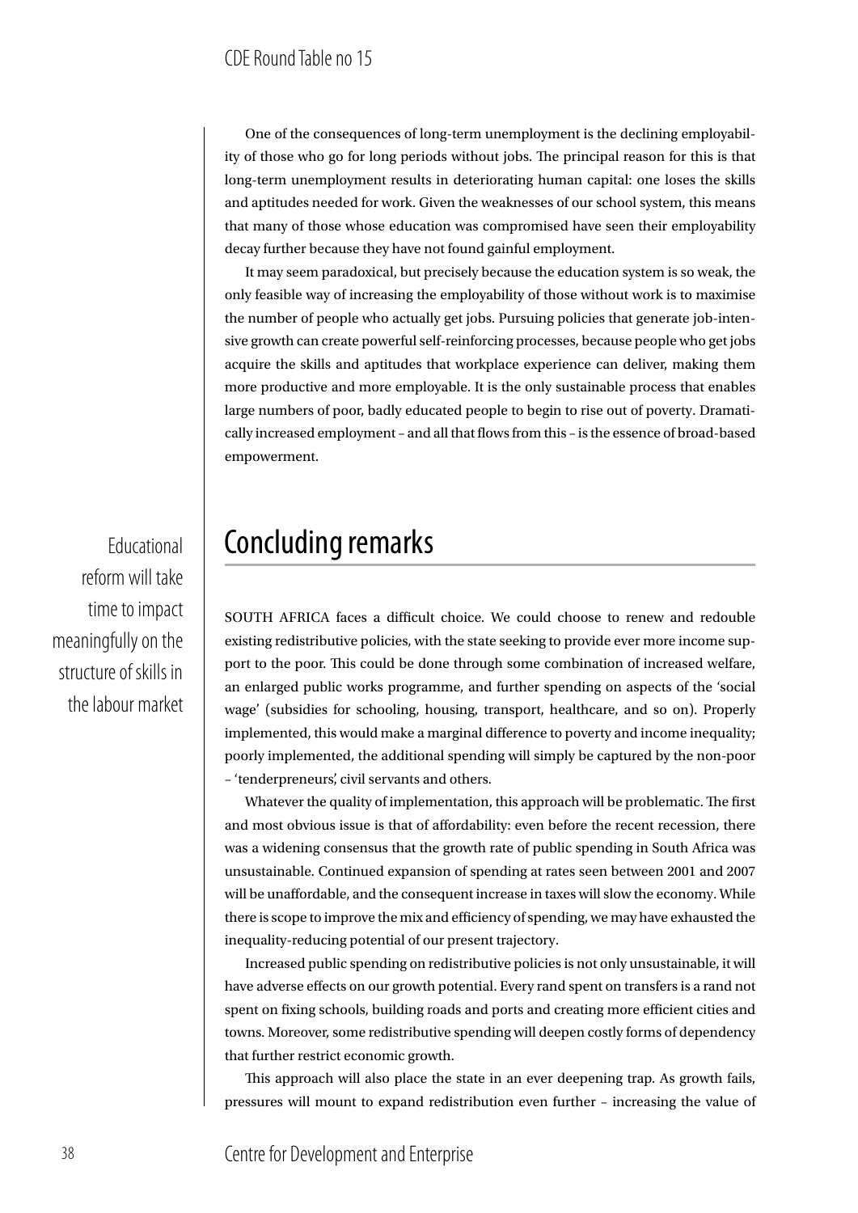One of the consequences of long-term unemployment is the declining employability of those who go for long periods without jobs. The principal reason for this is that long-term unemployment results in deteriorating human capital: one loses the skills and aptitudes needed for work. Given the weaknesses of our school system, this means that many of those whose education was compromised have seen their employability decay further because they have not found gainful employment.

It may seem paradoxical, but precisely because the education system is so weak, the only feasible way of increasing the employability of those without work is to maximise the number of people who actually get jobs. Pursuing policies that generate job-intensive growth can create powerful self-reinforcing processes, because people who get jobs acquire the skills and aptitudes that workplace experience can deliver, making them more productive and more employable. It is the only sustainable process that enables large numbers of poor, badly educated people to begin to rise out of poverty. Dramatically increased employment – and all that flows from this – is the essence of broad-based empowerment.

## Concluding remarks

Educational reform will take time to impact meaningfully on the structure of skills in the labour market

SOUTH AFRICA faces a difficult choice. We could choose to renew and redouble existing redistributive policies, with the state seeking to provide ever more income support to the poor. This could be done through some combination of increased welfare, an enlarged public works programme, and further spending on aspects of the 'social wage' (subsidies for schooling, housing, transport, healthcare, and so on). Properly implemented, this would make a marginal difference to poverty and income inequality; poorly implemented, the additional spending will simply be captured by the non-poor – 'tenderpreneurs', civil servants and others.

Whatever the quality of implementation, this approach will be problematic. The first and most obvious issue is that of affordability: even before the recent recession, there was a widening consensus that the growth rate of public spending in South Africa was unsustainable. Continued expansion of spending at rates seen between 2001 and 2007 will be unaffordable, and the consequent increase in taxes will slow the economy. While there is scope to improve the mix and efficiency of spending, we may have exhausted the inequality-reducing potential of our present trajectory.

Increased public spending on redistributive policies is not only unsustainable, it will have adverse effects on our growth potential. Every rand spent on transfers is a rand not spent on fixing schools, building roads and ports and creating more efficient cities and towns. Moreover, some redistributive spending will deepen costly forms of dependency that further restrict economic growth.

This approach will also place the state in an ever deepening trap. As growth fails, pressures will mount to expand redistribution even further – increasing the value of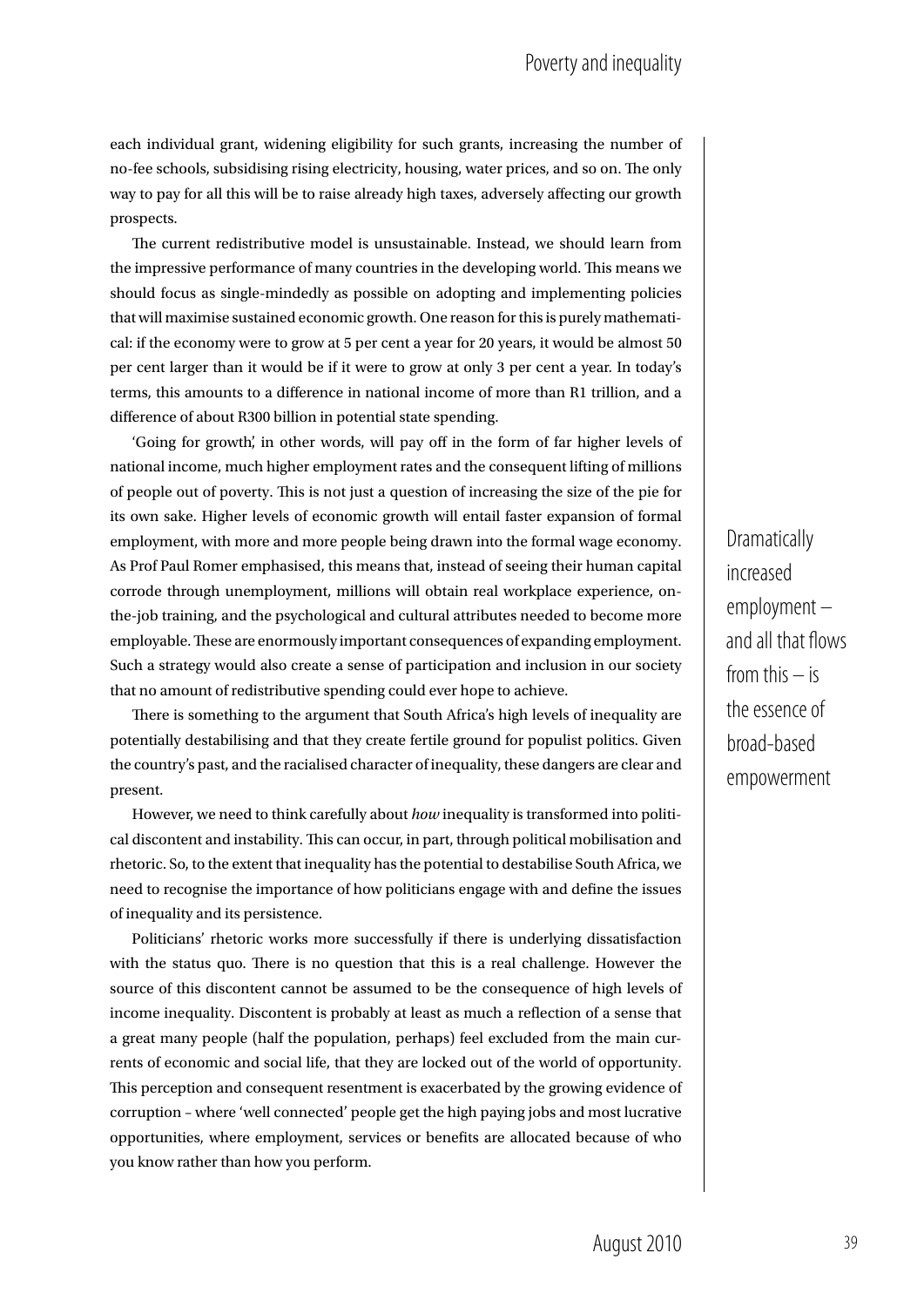each individual grant, widening eligibility for such grants, increasing the number of no-fee schools, subsidising rising electricity, housing, water prices, and so on. The only way to pay for all this will be to raise already high taxes, adversely affecting our growth prospects.

The current redistributive model is unsustainable. Instead, we should learn from the impressive performance of many countries in the developing world. This means we should focus as single-mindedly as possible on adopting and implementing policies that will maximise sustained economic growth. One reason for this is purely mathematical: if the economy were to grow at 5 per cent a year for 20 years, it would be almost 50 per cent larger than it would be if it were to grow at only 3 per cent a year. In today's terms, this amounts to a difference in national income of more than R1 trillion, and a difference of about R300 billion in potential state spending.

'Going for growth', in other words, will pay off in the form of far higher levels of national income, much higher employment rates and the consequent lifting of millions of people out of poverty. This is not just a question of increasing the size of the pie for its own sake. Higher levels of economic growth will entail faster expansion of formal employment, with more and more people being drawn into the formal wage economy. As Prof Paul Romer emphasised, this means that, instead of seeing their human capital corrode through unemployment, millions will obtain real workplace experience, on-the-job training, and the psychological and cultural attributes needed to become more employable. These are enormously important consequences of expanding employment. Such a strategy would also create a sense of participation and inclusion in our society that no amount of redistributive spending could ever hope to achieve.

> Dramatically increased employment – and all that flows from this – is the essence of broad-based empowerment

There is something to the argument that South Africa's high levels of inequality are potentially destabilising and that they create fertile ground for populist politics. Given the country's past, and the racialised character of inequality, these dangers are clear and present.

However, we need to think carefully about *how* inequality is transformed into political discontent and instability. This can occur, in part, through political mobilisation and rhetoric. So, to the extent that inequality has the potential to destabilise South Africa, we need to recognise the importance of how politicians engage with and define the issues of inequality and its persistence.

Politicians' rhetoric works more successfully if there is underlying dissatisfaction with the status quo. There is no question that this is a real challenge. However the source of this discontent cannot be assumed to be the consequence of high levels of income inequality. Discontent is probably at least as much a reflection of a sense that a great many people (half the population, perhaps) feel excluded from the main currents of economic and social life, that they are locked out of the world of opportunity. This perception and consequent resentment is exacerbated by the growing evidence of corruption – where 'well connected' people get the high paying jobs and most lucrative opportunities, where employment, services or benefits are allocated because of who you know rather than how you perform.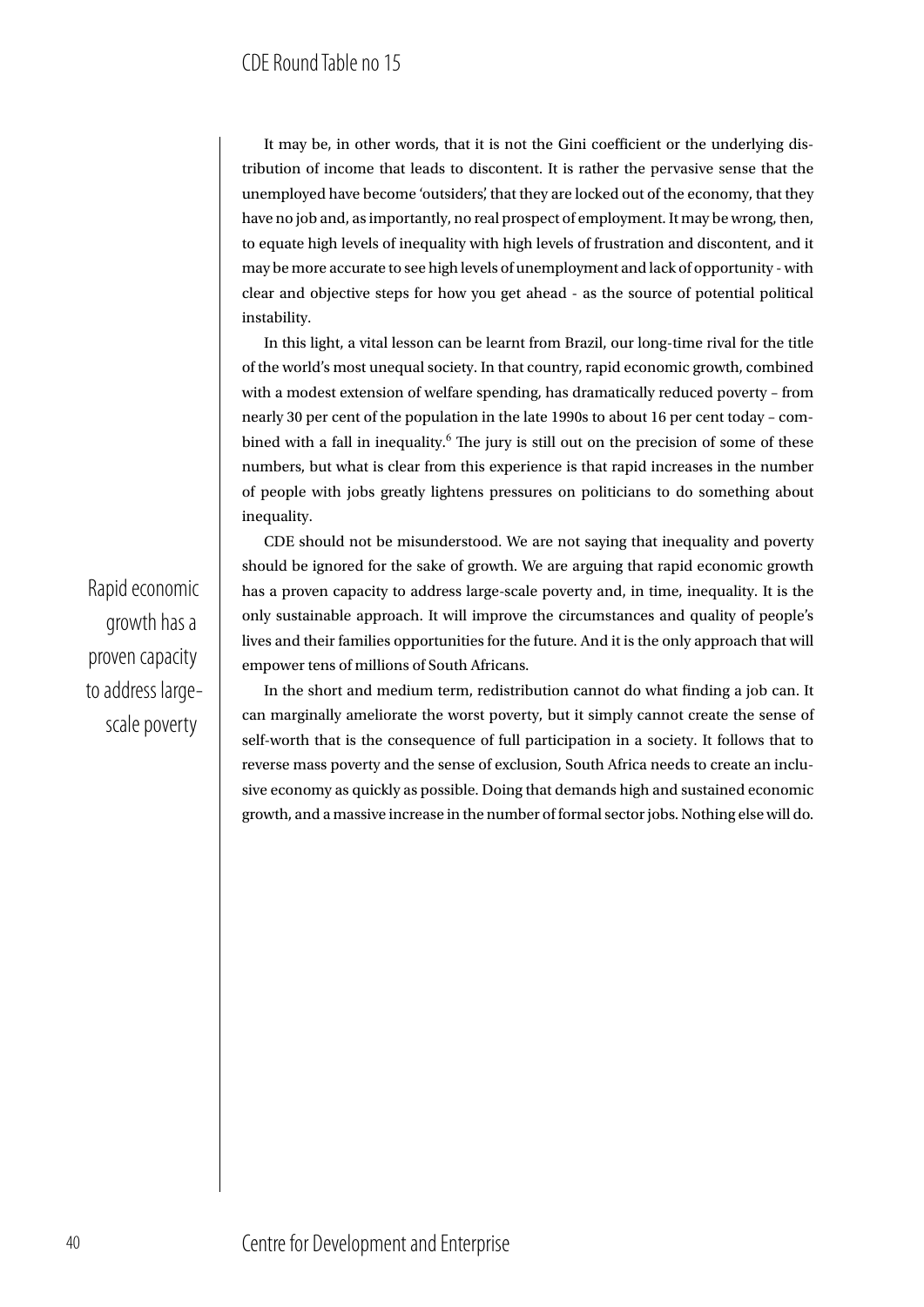It may be, in other words, that it is not the Gini coefficient or the underlying distribution of income that leads to discontent. It is rather the pervasive sense that the unemployed have become 'outsiders', that they are locked out of the economy, that they have no job and, as importantly, no real prospect of employment. It may be wrong, then, to equate high levels of inequality with high levels of frustration and discontent, and it may be more accurate to see high levels of unemployment and lack of opportunity - with clear and objective steps for how you get ahead - as the source of potential political instability.

In this light, a vital lesson can be learnt from Brazil, our long-time rival for the title of the world's most unequal society. In that country, rapid economic growth, combined with a modest extension of welfare spending, has dramatically reduced poverty – from nearly 30 per cent of the population in the late 1990s to about 16 per cent today – combined with a fall in inequality.[6] The jury is still out on the precision of some of these numbers, but what is clear from this experience is that rapid increases in the number of people with jobs greatly lightens pressures on politicians to do something about inequality.

> Rapid economic growth has a proven capacity to address large-scale poverty

CDE should not be misunderstood. We are not saying that inequality and poverty should be ignored for the sake of growth. We are arguing that rapid economic growth has a proven capacity to address large-scale poverty and, in time, inequality. It is the only sustainable approach. It will improve the circumstances and quality of people's lives and their families opportunities for the future. And it is the only approach that will empower tens of millions of South Africans.

In the short and medium term, redistribution cannot do what finding a job can. It can marginally ameliorate the worst poverty, but it simply cannot create the sense of self-worth that is the consequence of full participation in a society. It follows that to reverse mass poverty and the sense of exclusion, South Africa needs to create an inclusive economy as quickly as possible. Doing that demands high and sustained economic growth, and a massive increase in the number of formal sector jobs. Nothing else will do.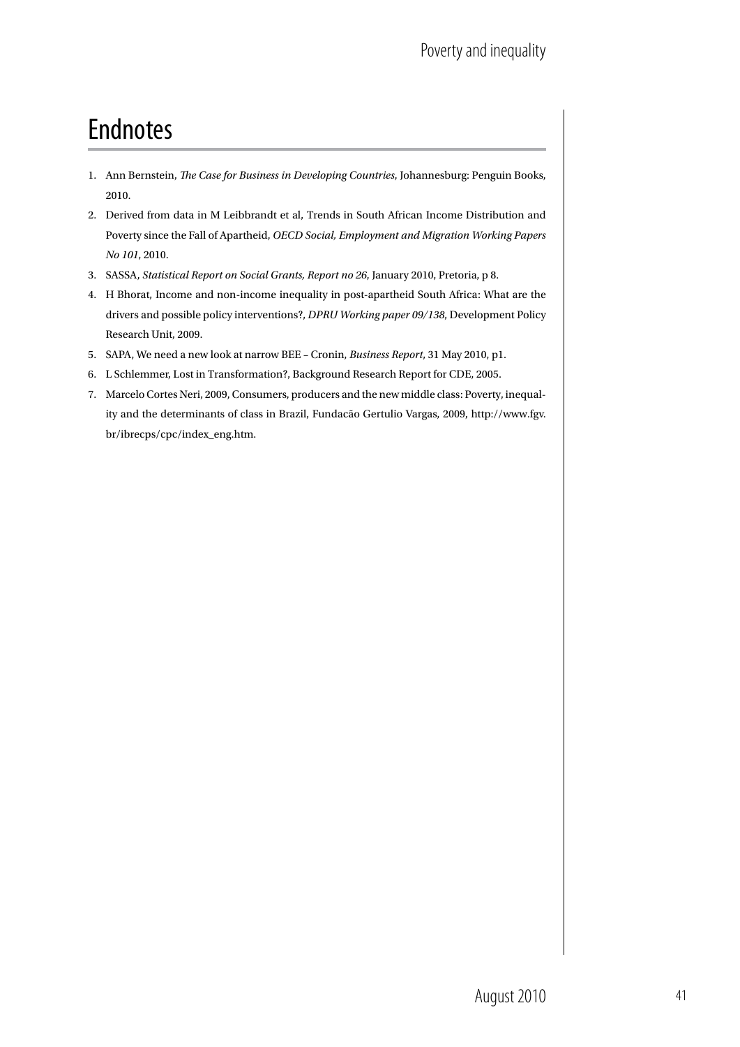# Endnotes

1. Ann Bernstein, *The Case for Business in Developing Countries*, Johannesburg: Penguin Books, 2010.
2. Derived from data in M Leibbrandt et al, Trends in South African Income Distribution and Poverty since the Fall of Apartheid, *OECD Social, Employment and Migration Working Papers No 101*, 2010.
3. SASSA, *Statistical Report on Social Grants, Report no 26*, January 2010, Pretoria, p 8.
4. H Bhorat, Income and non-income inequality in post-apartheid South Africa: What are the drivers and possible policy interventions?, *DPRU Working paper 09/138*, Development Policy Research Unit, 2009.
5. SAPA, We need a new look at narrow BEE – Cronin, *Business Report*, 31 May 2010, p1.
6. L Schlemmer, Lost in Transformation?, Background Research Report for CDE, 2005.
7. Marcelo Cortes Neri, 2009, Consumers, producers and the new middle class: Poverty, inequality and the determinants of class in Brazil, Fundacão Gertulio Vargas, 2009, http://www.fgv.br/ibrecps/cpc/index_eng.htm.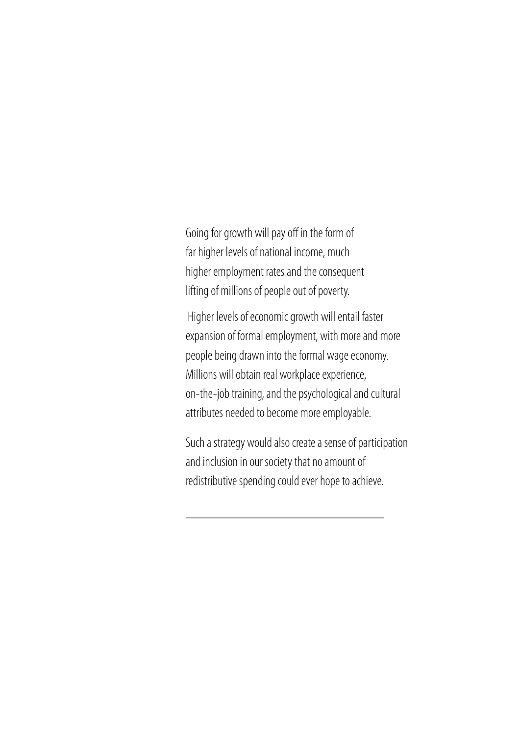Going for growth will pay off in the form of far higher levels of national income, much higher employment rates and the consequent lifting of millions of people out of poverty.

Higher levels of economic growth will entail faster expansion of formal employment, with more and more people being drawn into the formal wage economy. Millions will obtain real workplace experience, on-the-job training, and the psychological and cultural attributes needed to become more employable.

Such a strategy would also create a sense of participation and inclusion in our society that no amount of redistributive spending could ever hope to achieve.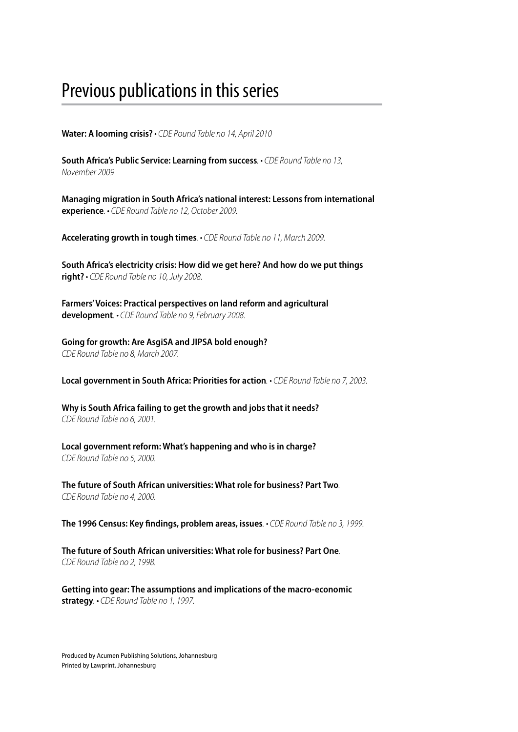# Previous publications in this series

**Water: A looming crisis?** • *CDE Round Table no 14, April 2010*

**South Africa's Public Service: Learning from success**. • *CDE Round Table no 13, November 2009*

**Managing migration in South Africa's national interest: Lessons from international experience**. • *CDE Round Table no 12, October 2009.*

**Accelerating growth in tough times**. • *CDE Round Table no 11, March 2009.*

**South Africa's electricity crisis: How did we get here? And how do we put things right?** • *CDE Round Table no 10, July 2008.*

**Farmers' Voices: Practical perspectives on land reform and agricultural development**. • *CDE Round Table no 9, February 2008.*

**Going for growth: Are AsgiSA and JIPSA bold enough?**
*CDE Round Table no 8, March 2007.*

**Local government in South Africa: Priorities for action**. • *CDE Round Table no 7, 2003.*

**Why is South Africa failing to get the growth and jobs that it needs?**
*CDE Round Table no 6, 2001.*

**Local government reform: What's happening and who is in charge?**
*CDE Round Table no 5, 2000.*

**The future of South African universities: What role for business? Part Two**.
*CDE Round Table no 4, 2000.*

**The 1996 Census: Key findings, problem areas, issues**. • *CDE Round Table no 3, 1999.*

**The future of South African universities: What role for business? Part One**.
*CDE Round Table no 2, 1998.*

**Getting into gear: The assumptions and implications of the macro-economic strategy**. • *CDE Round Table no 1, 1997.*

Produced by Acumen Publishing Solutions, Johannesburg
Printed by Lawprint, Johannesburg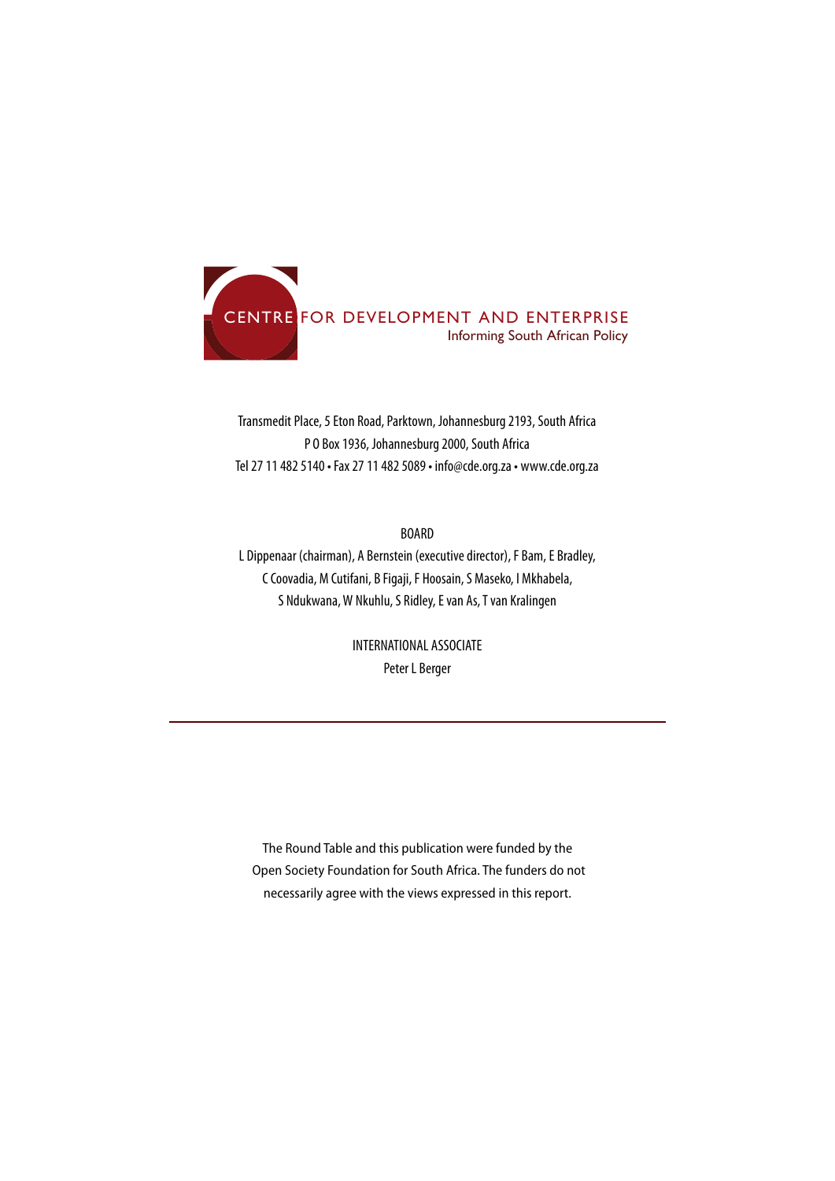CENTRE FOR DEVELOPMENT AND ENTERPRISE
Informing South African Policy

Transmedit Place, 5 Eton Road, Parktown, Johannesburg 2193, South Africa
P O Box 1936, Johannesburg 2000, South Africa
Tel 27 11 482 5140 • Fax 27 11 482 5089 • info@cde.org.za • www.cde.org.za

BOARD

L Dippenaar (chairman), A Bernstein (executive director), F Bam, E Bradley, C Coovadia, M Cutifani, B Figaji, F Hoosain, S Maseko, I Mkhabela, S Ndukwana, W Nkuhlu, S Ridley, E van As, T van Kralingen

INTERNATIONAL ASSOCIATE

Peter L Berger

---

The Round Table and this publication were funded by the Open Society Foundation for South Africa. The funders do not necessarily agree with the views expressed in this report.